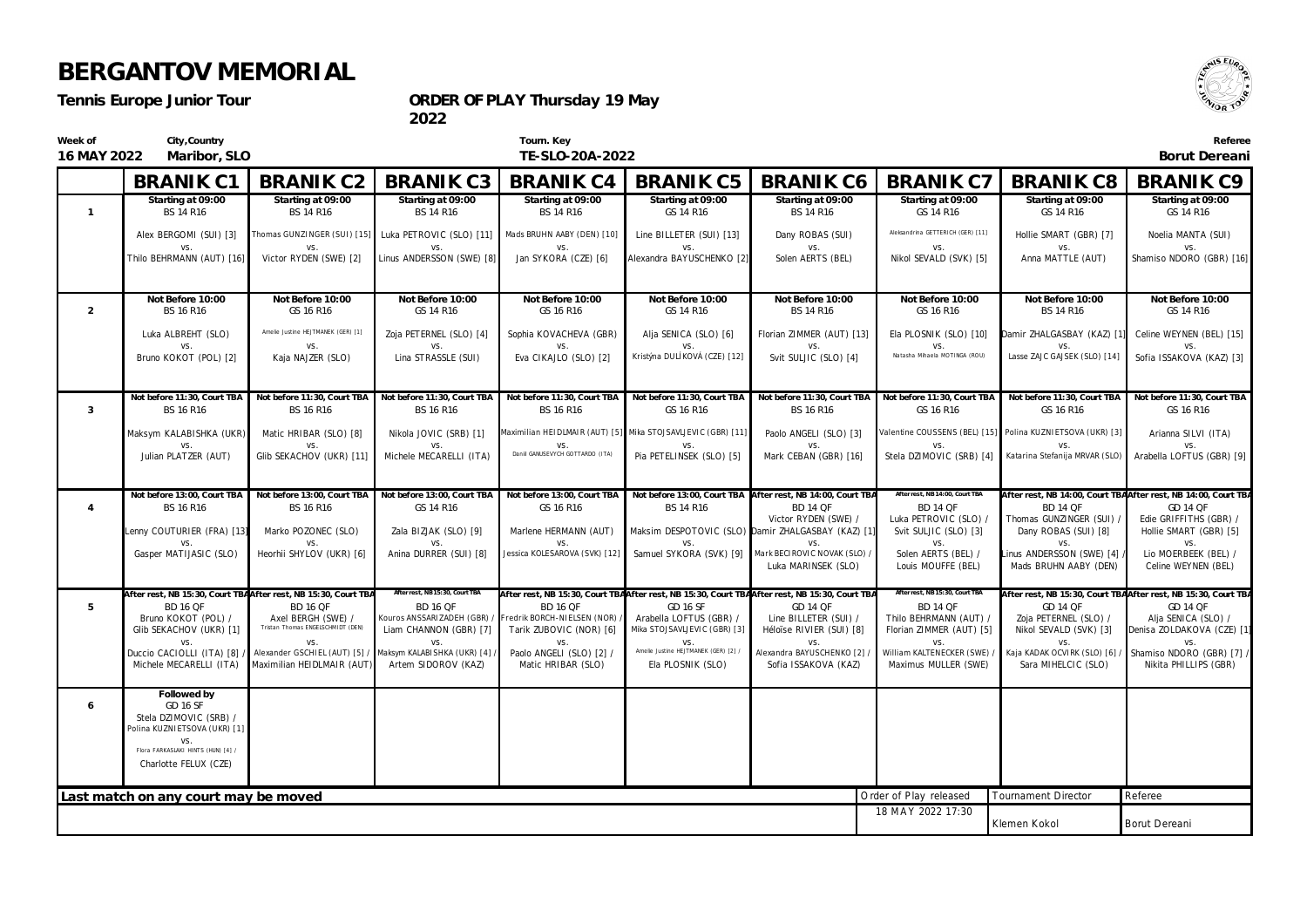# BERGANTOV MEMORIAL

**Tennis Europe Junior Tour**

**ORDER OF PLAY Thursday 19 May 2022**

| Week of | City,Country | Tourn. Key | Referee |
|---|---|---|---|
| 16 MAY 2022 | Maribor, SLO | TE-SLO-20A-2022 | Borut Dereani |

| | BRANIK C1 | BRANIK C2 | BRANIK C3 | BRANIK C4 | BRANIK C5 | BRANIK C6 | BRANIK C7 | BRANIK C8 | BRANIK C9 |
|---|---|---|---|---|---|---|---|---|---|
| 1 | Starting at 09:00<br>BS 14 R16<br>Alex BERGOMI (SUI) [3]<br>vs.<br>Thilo BEHRMANN (AUT) [16] | Starting at 09:00<br>BS 14 R16<br>Thomas GUNZINGER (SUI) [15]<br>vs.<br>Victor RYDEN (SWE) [2] | Starting at 09:00<br>BS 14 R16<br>Luka PETROVIC (SLO) [11]<br>vs.<br>Linus ANDERSSON (SWE) [8] | Starting at 09:00<br>BS 14 R16<br>Mads BRUHN AABY (DEN) [10]<br>vs.<br>Jan SYKORA (CZE) [6] | Starting at 09:00<br>GS 14 R16<br>Line BILLETER (SUI) [13]<br>vs.<br>Alexandra BAYUSCHENKO [2] | Starting at 09:00<br>BS 14 R16<br>Dany ROBAS (SUI)<br>vs.<br>Solen AERTS (BEL) | Starting at 09:00<br>GS 14 R16<br>Aleksandrina GETTERICH (GER) [11]<br>vs.<br>Nikol SEVALD (SVK) [5] | Starting at 09:00<br>GS 14 R16<br>Hollie SMART (GBR) [7]<br>vs.<br>Anna MATTLE (AUT) | Starting at 09:00<br>GS 14 R16<br>Noelia MANTA (SUI)<br>vs.<br>Shamiso NDORO (GBR) [16] |
| 2 | Not Before 10:00<br>BS 16 R16<br>Luka ALBREHT (SLO)<br>vs.<br>Bruno KOKOT (POL) [2] | Not Before 10:00<br>GS 16 R16<br>Amelie Justine HEJTMANEK (GER) [1]<br>vs.<br>Kaja NAJZER (SLO) | Not Before 10:00<br>GS 14 R16<br>Zoja PETERNEL (SLO) [4]<br>vs.<br>Lina STRASSLE (SUI) | Not Before 10:00<br>GS 16 R16<br>Sophia KOVACHEVA (GBR)<br>vs.<br>Eva CIKAJLO (SLO) [2] | Not Before 10:00<br>GS 14 R16<br>Alja SENICA (SLO) [6]<br>vs.<br>Kristýna DULÍKOVÁ (CZE) [12] | Not Before 10:00<br>BS 14 R16<br>Florian ZIMMER (AUT) [13]<br>vs.<br>Svit SULJIC (SLO) [4] | Not Before 10:00<br>GS 16 R16<br>Ela PLOSNIK (SLO) [10]<br>vs.<br>Natasha Mihaela MOTINGA (ROU) | Not Before 10:00<br>BS 14 R16<br>Damir ZHALGASBAY (KAZ) [1]<br>vs.<br>Lasse ZAJC GAJSEK (SLO) [14] | Not Before 10:00<br>GS 14 R16<br>Celine WEYNEN (BEL) [15]<br>vs.<br>Sofia ISSAKOVA (KAZ) [3] |
| 3 | Not before 11:30, Court TBA<br>BS 16 R16<br>Maksym KALABISHKA (UKR)<br>vs.<br>Julian PLATZER (AUT) | Not before 11:30, Court TBA<br>BS 16 R16<br>Matic HRIBAR (SLO) [8]<br>vs.<br>Glib SEKACHOV (UKR) [11] | Not before 11:30, Court TBA<br>BS 16 R16<br>Nikola JOVIC (SRB) [1]<br>vs.<br>Michele MECARELLI (ITA) | Not before 11:30, Court TBA<br>BS 16 R16<br>Maximilian HEIDLMAIR (AUT) [5]<br>vs.<br>Danil GANUSEVYCH GOTTARDO (ITA) | Not before 11:30, Court TBA<br>GS 16 R16<br>Mika STOJSAVLJEVIC (GBR) [11]<br>vs.<br>Pia PETELINSEK (SLO) [5] | Not before 11:30, Court TBA<br>BS 16 R16<br>Paolo ANGELI (SLO) [3]<br>vs.<br>Mark CEBAN (GBR) [16] | Not before 11:30, Court TBA<br>GS 16 R16<br>Valentine COUSSENS (BEL) [15]<br>vs.<br>Stela DZIMOVIC (SRB) [4] | Not before 11:30, Court TBA<br>GS 16 R16<br>Polina KUZNIETSOVA (UKR) [3]<br>vs.<br>Katarina Stefanija MRVAR (SLO) | Not before 11:30, Court TBA<br>GS 16 R16<br>Arianna SILVI (ITA)<br>vs.<br>Arabella LOFTUS (GBR) [9] |
| 4 | Not before 13:00, Court TBA<br>BS 16 R16<br>Lenny COUTURIER (FRA) [13]<br>vs.<br>Gasper MATIJASIC (SLO) | Not before 13:00, Court TBA<br>BS 16 R16<br>Marko POZONEC (SLO)<br>vs.<br>Heorhii SHYLOV (UKR) [6] | Not before 13:00, Court TBA<br>GS 14 R16<br>Zala BIZJAK (SLO) [9]<br>vs.<br>Anina DURRER (SUI) [8] | Not before 13:00, Court TBA<br>GS 16 R16<br>Marlene HERMANN (AUT)<br>vs.<br>Jessica KOLESAROVA (SVK) [12] | Not before 13:00, Court TBA<br>BS 14 R16<br>Maksim DESPOTOVIC (SLO)<br>vs.<br>Samuel SYKORA (SVK) [9] | After rest, NB 14:00, Court TBA<br>BD 14 QF<br>Victor RYDEN (SWE) /<br>Damir ZHALGASBAY (KAZ) [1]<br>vs.<br>Mark BECIROVIC NOVAK (SLO) /<br>Luka MARINSEK (SLO) | After rest, NB 14:00, Court TBA<br>BD 14 QF<br>Luka PETROVIC (SLO) /<br>Svit SULJIC (SLO) [3]<br>vs.<br>Solen AERTS (BEL) /<br>Louis MOUFFE (BEL) | After rest, NB 14:00, Court TBA<br>BD 14 QF<br>Thomas GUNZINGER (SUI) /<br>Dany ROBAS (SUI) [8]<br>vs.<br>Linus ANDERSSON (SWE) [4] /<br>Mads BRUHN AABY (DEN) | After rest, NB 14:00, Court TBA<br>GD 14 QF<br>Edie GRIFFITHS (GBR) /<br>Hollie SMART (GBR) [5]<br>vs.<br>Lio MOERBEEK (BEL) /<br>Celine WEYNEN (BEL) |
| 5 | After rest, NB 15:30, Court TBA<br>BD 16 QF<br>Bruno KOKOT (POL) /<br>Glib SEKACHOV (UKR) [1]<br>vs.<br>Duccio CACIOLLI (ITA) [8] /<br>Michele MECARELLI (ITA) | After rest, NB 15:30, Court TBA<br>BD 16 QF<br>Axel BERGH (SWE) /<br>Tristan Thomas ENGELSCHMIDT (DEN)<br>vs.<br>Alexander GSCHIEL (AUT) [5] /<br>Maximilian HEIDLMAIR (AUT) | After rest, NB 15:30, Court TBA<br>BD 16 QF<br>Kouros ANSSARIZADEH (GBR) /<br>Liam CHANNON (GBR) [7]<br>vs.<br>Maksym KALABISHKA (UKR) [4] /<br>Artem SIDOROV (KAZ) | After rest, NB 15:30, Court TBA<br>BD 16 QF<br>Fredrik BORCH-NIELSEN (NOR) /<br>Tarik ZUBOVIC (NOR) [6]<br>vs.<br>Paolo ANGELI (SLO) [2] /<br>Matic HRIBAR (SLO) | After rest, NB 15:30, Court TBA<br>GD 16 SF<br>Arabella LOFTUS (GBR) /<br>Mika STOJSAVLJEVIC (GBR) [3]<br>vs.<br>Amelie Justine HEJTMANEK (GER) [2] /<br>Ela PLOSNIK (SLO) | After rest, NB 15:30, Court TBA<br>GD 14 QF<br>Line BILLETER (SUI) /<br>Héloïse RIVIER (SUI) [8]<br>vs.<br>Alexandra BAYUSCHENKO [2] /<br>Sofia ISSAKOVA (KAZ) | After rest, NB 15:30, Court TBA<br>BD 14 QF<br>Thilo BEHRMANN (AUT) /<br>Florian ZIMMER (AUT) [5]<br>vs.<br>William KALTENECKER (SWE) /<br>Maximus MULLER (SWE) | After rest, NB 15:30, Court TBA<br>GD 14 QF<br>Zoja PETERNEL (SLO) /<br>Nikol SEVALD (SVK) [3]<br>vs.<br>Kaja KADAK OCVIRK (SLO) [6] /<br>Sara MIHELCIC (SLO) | After rest, NB 15:30, Court TBA<br>GD 14 QF<br>Alja SENICA (SLO) /<br>Denisa ZOLDAKOVA (CZE) [1]<br>vs.<br>Shamiso NDORO (GBR) [7] /<br>Nikita PHILLIPS (GBR) |
| 6 | Followed by<br>GD 16 SF<br>Stela DZIMOVIC (SRB) /<br>Polina KUZNIETSOVA (UKR) [1]<br>vs.<br>Flora FARKASLAKI HINTS (HUN) [4] /<br>Charlotte FELUX (CZE) | | | | | | | | |

Last match on any court may be moved

| Order of Play released | Tournament Director | Referee |
|---|---|---|
| 18 MAY 2022 17:30 | Klemen Kokol | Borut Dereani |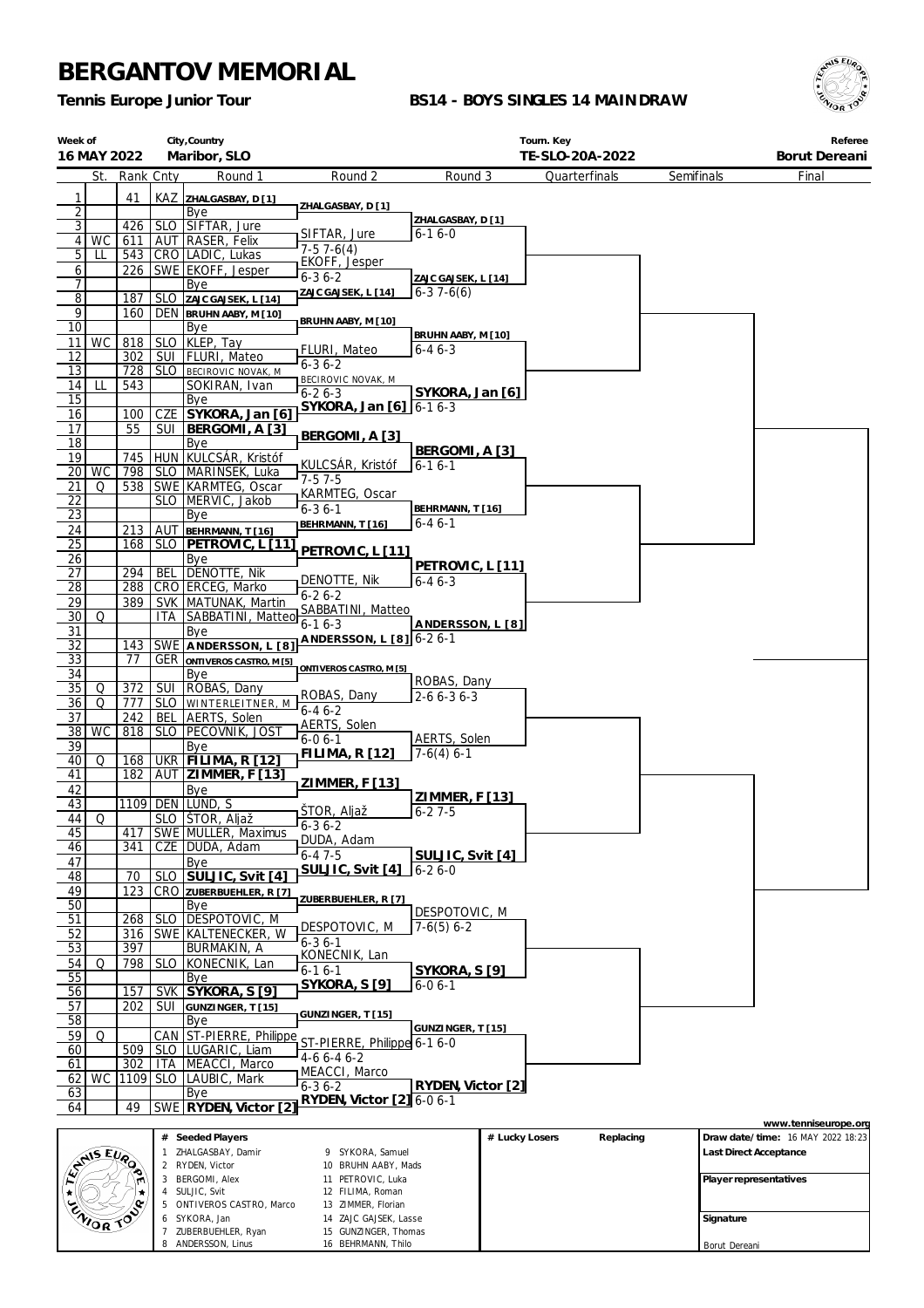# BERGANTOV MEMORIAL

**Tennis Europe Junior Tour**

**BS14 - BOYS SINGLES 14 MAINDRAW**

| Week of | City,Country | Tourn. Key | Referee |
|---|---|---|---|
| 16 MAY 2022 | Maribor, SLO | TE-SLO-20A-2022 | Borut Dereani |

| # | St. | Rank | Cnty | Round 1 | Round 2 | Round 3 | Quarterfinals | Semifinals | Final |
|---|---|---|---|---|---|---|---|---|---|
| 1 | | 41 | KAZ | ZHALGASBAY, D [1] | ZHALGASBAY, D [1] | ZHALGASBAY, D [1] | | | |
| 2 | | | | Bye | | 6-1 6-0 | | | |
| 3 | | 426 | SLO | SIFTAR, Jure | SIFTAR, Jure | | | | |
| 4 | WC | 611 | AUT | RASER, Felix | 7-5 7-6(4) | | | | |
| 5 | LL | 543 | CRO | LADIC, Lukas | EKOFF, Jesper | ZAJC GAJSEK, L [14] | | | |
| 6 | | 226 | SWE | EKOFF, Jesper | 6-3 6-2 | 6-3 7-6(6) | | | |
| 7 | | | | Bye | ZAJC GAJSEK, L [14] | | | | |
| 8 | | 187 | SLO | ZAJC GAJSEK, L [14] | | | | | |
| 9 | | 160 | DEN | BRUHN AABY, M [10] | BRUHN AABY, M [10] | BRUHN AABY, M [10] | | | |
| 10 | | | | Bye | | 6-4 6-3 | | | |
| 11 | WC | 818 | SLO | KLEP, Tay | FLURI, Mateo | | | | |
| 12 | | 302 | SUI | FLURI, Mateo | 6-3 6-2 | | | | |
| 13 | | 728 | SLO | BECIROVIC NOVAK, M | BECIROVIC NOVAK, M | SYKORA, Jan [6] | | | |
| 14 | LL | 543 | | SOKIRAN, Ivan | 6-2 6-3 | 6-1 6-3 | | | |
| 15 | | | | Bye | SYKORA, Jan [6] | | | | |
| 16 | | 100 | CZE | SYKORA, Jan [6] | | | | | |
| 17 | | 55 | SUI | BERGOMI, A [3] | BERGOMI, A [3] | BERGOMI, A [3] | | | |
| 18 | | | | Bye | | 6-1 6-1 | | | |
| 19 | | 745 | HUN | KULCSÁR, Kristóf | KULCSÁR, Kristóf | | | | |
| 20 | WC | 798 | SLO | MARINSEK, Luka | 7-5 7-5 | | | | |
| 21 | Q | 538 | SWE | KARMTEG, Oscar | KARMTEG, Oscar | BEHRMANN, T [16] | | | |
| 22 | | | SLO | MERVIC, Jakob | 6-3 6-1 | 6-4 6-1 | | | |
| 23 | | | | Bye | BEHRMANN, T [16] | | | | |
| 24 | | 213 | AUT | BEHRMANN, T [16] | | | | | |
| 25 | | 168 | SLO | PETROVIC, L [11] | PETROVIC, L [11] | PETROVIC, L [11] | | | |
| 26 | | | | Bye | | 6-4 6-3 | | | |
| 27 | | 294 | BEL | DENOTTE, Nik | DENOTTE, Nik | | | | |
| 28 | | 288 | CRO | ERCEG, Marko | 6-2 6-2 | | | | |
| 29 | | 389 | SVK | MATUNAK, Martin | SABBATINI, Matteo | ANDERSSON, L [8] | | | |
| 30 | Q | | ITA | SABBATINI, Matteo | 6-1 6-3 | 6-2 6-1 | | | |
| 31 | | | | Bye | ANDERSSON, L [8] | | | | |
| 32 | | 143 | SWE | ANDERSSON, L [8] | | | | | |
| 33 | | 77 | GER | ONTIVEROS CASTRO, M [5] | ONTIVEROS CASTRO, M [5] | ROBAS, Dany | | | |
| 34 | | | | Bye | | 2-6 6-3 6-3 | | | |
| 35 | Q | 372 | SUI | ROBAS, Dany | ROBAS, Dany | | | | |
| 36 | Q | 777 | SLO | WINTERLEITNER, M | 6-4 6-2 | | | | |
| 37 | | 242 | BEL | AERTS, Solen | AERTS, Solen | AERTS, Solen | | | |
| 38 | WC | 818 | SLO | PECOVNIK, JOST | 6-0 6-1 | 7-6(4) 6-1 | | | |
| 39 | | | | Bye | FILIMA, R [12] | | | | |
| 40 | Q | 168 | UKR | FILIMA, R [12] | | | | | |
| 41 | | 182 | AUT | ZIMMER, F [13] | ZIMMER, F [13] | ZIMMER, F [13] | | | |
| 42 | | | | Bye | | 6-2 7-5 | | | |
| 43 | | 1109 | DEN | LUND, S | ŠTOR, Aljaž | | | | |
| 44 | Q | | SLO | ŠTOR, Aljaž | 6-3 6-2 | | | | |
| 45 | | 417 | SWE | MULLER, Maximus | DUDA, Adam | SULJIC, Svit [4] | | | |
| 46 | | 341 | CZE | DUDA, Adam | 6-4 7-5 | 6-2 6-0 | | | |
| 47 | | | | Bye | SULJIC, Svit [4] | | | | |
| 48 | | 70 | SLO | SULJIC, Svit [4] | | | | | |
| 49 | | 123 | CRO | ZUBERBUEHLER, R [7] | ZUBERBUEHLER, R [7] | DESPOTOVIC, M | | | |
| 50 | | | | Bye | | 7-6(5) 6-2 | | | |
| 51 | | 268 | SLO | DESPOTOVIC, M | DESPOTOVIC, M | | | | |
| 52 | | 316 | SWE | KALTENECKER, W | 6-3 6-1 | | | | |
| 53 | | 397 | | BURMAKIN, A | KONECNIK, Lan | SYKORA, S [9] | | | |
| 54 | Q | 798 | SLO | KONECNIK, Lan | 6-1 6-1 | 6-0 6-1 | | | |
| 55 | | | | Bye | SYKORA, S [9] | | | | |
| 56 | | 157 | SVK | SYKORA, S [9] | | | | | |
| 57 | | 202 | SUI | GUNZINGER, T [15] | GUNZINGER, T [15] | GUNZINGER, T [15] | | | |
| 58 | | | | Bye | | 6-1 6-0 | | | |
| 59 | Q | | CAN | ST-PIERRE, Philippe | ST-PIERRE, Philippe | | | | |
| 60 | | 509 | SLO | LUGARIC, Liam | 4-6 6-4 6-2 | | | | |
| 61 | | 302 | ITA | MEACCI, Marco | MEACCI, Marco | RYDEN, Victor [2] | | | |
| 62 | WC | 1109 | SLO | LAUBIC, Mark | 6-3 6-2 | 6-0 6-1 | | | |
| 63 | | | | Bye | RYDEN, Victor [2] | | | | |
| 64 | | 49 | SWE | RYDEN, Victor [2] | | | | | |

www.tenniseurope.org

| # | Seeded Players | # | Seeded Players |
|---|---|---|---|
| 1 | ZHALGASBAY, Damir | 9 | SYKORA, Samuel |
| 2 | RYDEN, Victor | 10 | BRUHN AABY, Mads |
| 3 | BERGOMI, Alex | 11 | PETROVIC, Luka |
| 4 | SULJIC, Svit | 12 | FILIMA, Roman |
| 5 | ONTIVEROS CASTRO, Marco | 13 | ZIMMER, Florian |
| 6 | SYKORA, Jan | 14 | ZAJC GAJSEK, Lasse |
| 7 | ZUBERBUEHLER, Ryan | 15 | GUNZINGER, Thomas |
| 8 | ANDERSSON, Linus | 16 | BEHRMANN, Thilo |

| # Lucky Losers | Replacing |
|---|---|
| | |

**Draw date/time:** 16 MAY 2022 18:23

**Last Direct Acceptance**

**Player representatives**

**Signature**

Borut Dereani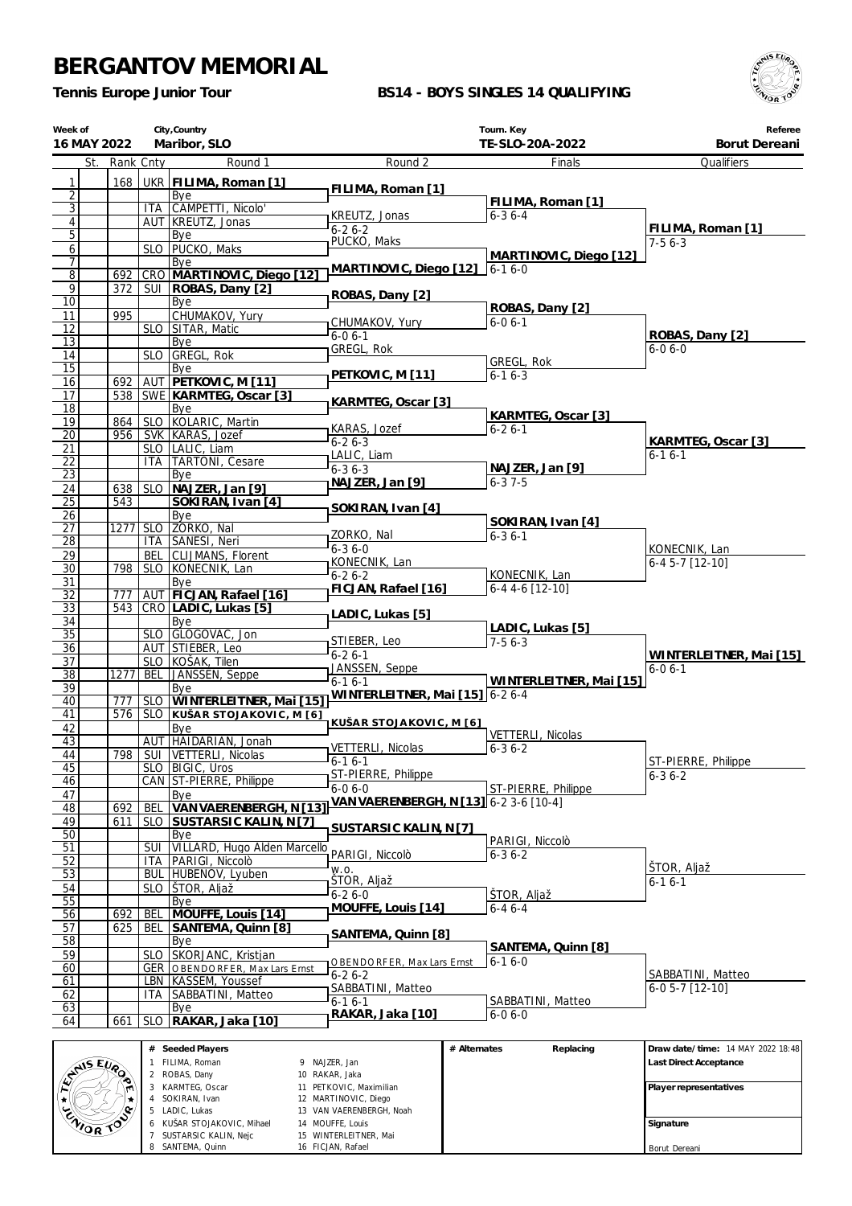# BERGANTOV MEMORIAL

**Tennis Europe Junior Tour**

**BS14 - BOYS SINGLES 14 QUALIFYING**

| Week of | City,Country | Tourn. Key | Referee |
|---|---|---|---|
| 16 MAY 2022 | Maribor, SLO | TE-SLO-20A-2022 | Borut Dereani |

| | St. | Rank | Cnty | Round 1 | Round 2 | Finals | Qualifiers |
|---|---|---|---|---|---|---|---|
| 1 | | 168 | UKR | **FILIMA, Roman [1]** | **FILIMA, Roman [1]** | | |
| 2 | | | | Bye | | **FILIMA, Roman [1]** | |
| 3 | | | ITA | CAMPETTI, Nicolo' | KREUTZ, Jonas | 6-3 6-4 | |
| 4 | | | AUT | KREUTZ, Jonas | 6-2 6-2 | | **FILIMA, Roman [1]** |
| 5 | | | | Bye | PUCKO, Maks | | 7-5 6-3 |
| 6 | | | SLO | PUCKO, Maks | | **MARTINOVIC, Diego [12]** | |
| 7 | | | | Bye | **MARTINOVIC, Diego [12]** | 6-1 6-0 | |
| 8 | | 692 | CRO | **MARTINOVIC, Diego [12]** | | | |
| 9 | | 372 | SUI | **ROBAS, Dany [2]** | **ROBAS, Dany [2]** | | |
| 10 | | | | Bye | | **ROBAS, Dany [2]** | |
| 11 | | 995 | | CHUMAKOV, Yury | CHUMAKOV, Yury | 6-0 6-1 | |
| 12 | | | SLO | SITAR, Matic | 6-0 6-1 | | **ROBAS, Dany [2]** |
| 13 | | | | Bye | GREGL, Rok | | 6-0 6-0 |
| 14 | | | SLO | GREGL, Rok | | GREGL, Rok | |
| 15 | | | | Bye | **PETKOVIC, M [11]** | 6-1 6-3 | |
| 16 | | 692 | AUT | **PETKOVIC, M [11]** | | | |
| 17 | | 538 | SWE | **KARMTEG, Oscar [3]** | **KARMTEG, Oscar [3]** | | |
| 18 | | | | Bye | | **KARMTEG, Oscar [3]** | |
| 19 | | 864 | SLO | KOLARIC, Martin | KARAS, Jozef | 6-2 6-1 | |
| 20 | | 956 | SVK | KARAS, Jozef | 6-2 6-3 | | **KARMTEG, Oscar [3]** |
| 21 | | | SLO | LALIC, Liam | LALIC, Liam | | 6-1 6-1 |
| 22 | | | ITA | TARTONI, Cesare | 6-3 6-3 | **NAJZER, Jan [9]** | |
| 23 | | | | Bye | **NAJZER, Jan [9]** | 6-3 7-5 | |
| 24 | | 638 | SLO | **NAJZER, Jan [9]** | | | |
| 25 | | 543 | | **SOKIRAN, Ivan [4]** | **SOKIRAN, Ivan [4]** | | |
| 26 | | | | Bye | | **SOKIRAN, Ivan [4]** | |
| 27 | | 1277 | SLO | ZORKO, Nal | ZORKO, Nal | 6-3 6-1 | |
| 28 | | | ITA | SANESI, Neri | 6-3 6-0 | | KONECNIK, Lan |
| 29 | | | BEL | CLIJMANS, Florent | KONECNIK, Lan | | 6-4 5-7 [12-10] |
| 30 | | 798 | SLO | KONECNIK, Lan | 6-2 6-2 | KONECNIK, Lan | |
| 31 | | | | Bye | **FICJAN, Rafael [16]** | 6-4 4-6 [12-10] | |
| 32 | | 777 | AUT | **FICJAN, Rafael [16]** | | | |
| 33 | | 543 | CRO | **LADIC, Lukas [5]** | **LADIC, Lukas [5]** | | |
| 34 | | | | Bye | | **LADIC, Lukas [5]** | |
| 35 | | | SLO | GLOGOVAC, Jon | STIEBER, Leo | 7-5 6-3 | |
| 36 | | | AUT | STIEBER, Leo | 6-2 6-1 | | **WINTERLEITNER, Mai [15]** |
| 37 | | | SLO | KOŠAK, Tilen | JANSSEN, Seppe | | 6-0 6-1 |
| 38 | | 1277 | BEL | JANSSEN, Seppe | 6-1 6-1 | **WINTERLEITNER, Mai [15]** | |
| 39 | | | | Bye | **WINTERLEITNER, Mai [15]** | 6-2 6-4 | |
| 40 | | 777 | SLO | **WINTERLEITNER, Mai [15]** | | | |
| 41 | | 576 | SLO | **KUŠAR STOJAKOVIC, M [6]** | **KUŠAR STOJAKOVIC, M [6]** | | |
| 42 | | | | Bye | | VETTERLI, Nicolas | |
| 43 | | | AUT | HAIDARIAN, Jonah | VETTERLI, Nicolas | 6-3 6-2 | |
| 44 | | 798 | SUI | VETTERLI, Nicolas | 6-1 6-1 | | ST-PIERRE, Philippe |
| 45 | | | SLO | BIGIC, Uros | ST-PIERRE, Philippe | | 6-3 6-2 |
| 46 | | | CAN | ST-PIERRE, Philippe | 6-0 6-0 | ST-PIERRE, Philippe | |
| 47 | | | | Bye | **VANVAERENBERGH, N [13]** | 6-2 3-6 [10-4] | |
| 48 | | 692 | BEL | **VANVAERENBERGH, N [13]** | | | |
| 49 | | 611 | SLO | **SUSTARSIC KALIN, N [7]** | **SUSTARSIC KALIN, N [7]** | | |
| 50 | | | | Bye | | PARIGI, Niccolò | |
| 51 | | | SUI | VILLARD, Hugo Alden Marcello | PARIGI, Niccolò | 6-3 6-2 | |
| 52 | | | ITA | PARIGI, Niccolò | w.o. | | ŠTOR, Aljaž |
| 53 | | | BUL | HUBENOV, Lyuben | ŠTOR, Aljaž | | 6-1 6-1 |
| 54 | | | SLO | ŠTOR, Aljaž | 6-2 6-0 | ŠTOR, Aljaž | |
| 55 | | | | Bye | **MOUFFE, Louis [14]** | 6-4 6-4 | |
| 56 | | 692 | BEL | **MOUFFE, Louis [14]** | | | |
| 57 | | 625 | BEL | **SANTEMA, Quinn [8]** | **SANTEMA, Quinn [8]** | | |
| 58 | | | | Bye | | **SANTEMA, Quinn [8]** | |
| 59 | | | SLO | SKORJANC, Kristjan | OBENDORFER, Max Lars Ernst | 6-1 6-0 | |
| 60 | | | GER | OBENDORFER, Max Lars Ernst | 6-2 6-2 | | SABBATINI, Matteo |
| 61 | | | LBN | KASSEM, Youssef | SABBATINI, Matteo | | 6-0 5-7 [12-10] |
| 62 | | | ITA | SABBATINI, Matteo | 6-1 6-1 | SABBATINI, Matteo | |
| 63 | | | | Bye | **RAKAR, Jaka [10]** | 6-0 6-0 | |
| 64 | | 661 | SLO | **RAKAR, Jaka [10]** | | | |

| # | Seeded Players | # | Seeded Players |
|---|---|---|---|
| 1 | FILIMA, Roman | 9 | NAJZER, Jan |
| 2 | ROBAS, Dany | 10 | RAKAR, Jaka |
| 3 | KARMTEG, Oscar | 11 | PETKOVIC, Maximilian |
| 4 | SOKIRAN, Ivan | 12 | MARTINOVIC, Diego |
| 5 | LADIC, Lukas | 13 | VAN VAERENBERGH, Noah |
| 6 | KUŠAR STOJAKOVIC, Mihael | 14 | MOUFFE, Louis |
| 7 | SUSTARSIC KALIN, Nejc | 15 | WINTERLEITNER, Mai |
| 8 | SANTEMA, Quinn | 16 | FICJAN, Rafael |

| # Alternates | Replacing |
|---|---|
| | |

**Draw date/time:** 14 MAY 2022 18:48

**Last Direct Acceptance**

**Player representatives**

**Signature**

Borut Dereani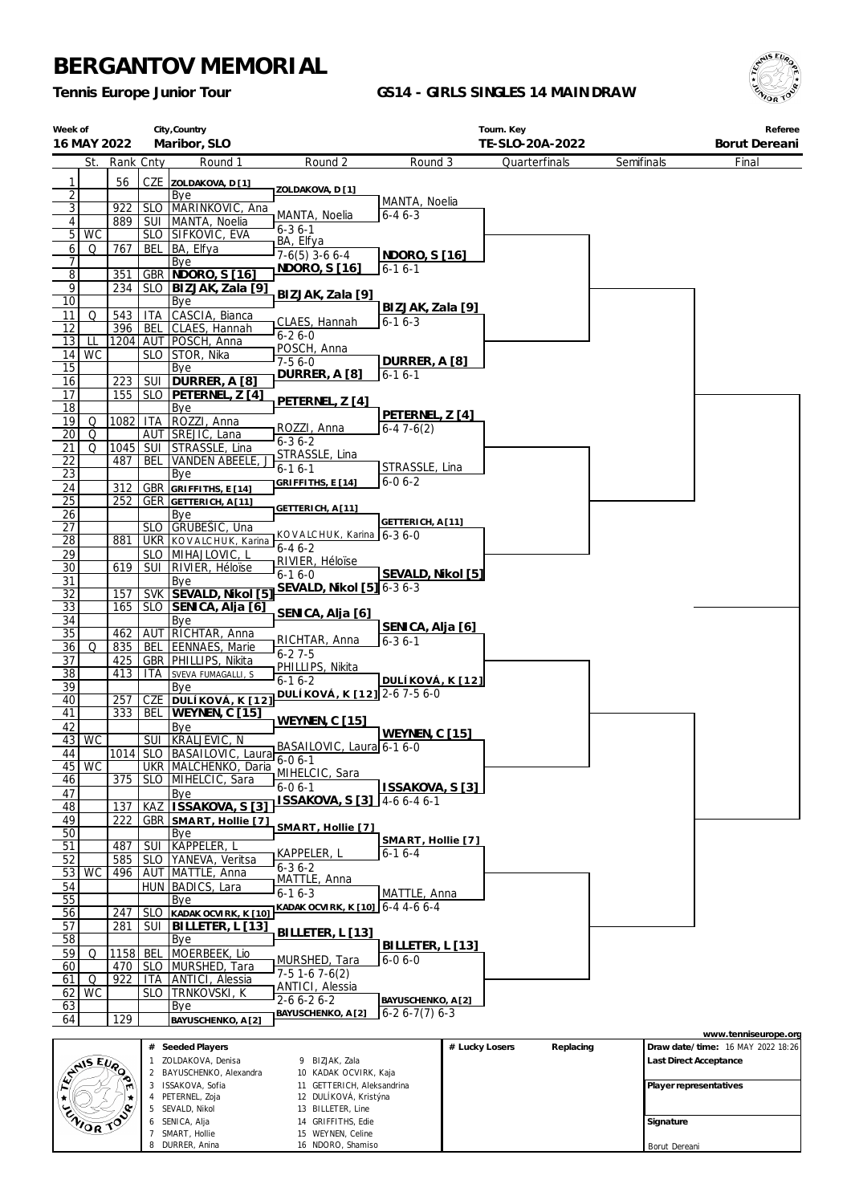# BERGANTOV MEMORIAL

**Tennis Europe Junior Tour**

**GS14 - GIRLS SINGLES 14 MAINDRAW**

| Week of | City,Country | Tourn. Key | Referee |
|---|---|---|---|
| 16 MAY 2022 | Maribor, SLO | TE-SLO-20A-2022 | Borut Dereani |

| # | St. | Rank | Cnty | Round 1 | Round 2 | Round 3 |
|---|---|---|---|---|---|---|
| 1 | | 56 | CZE | ZOLDAKOVA, D [1] | ZOLDAKOVA, D [1] | MANTA, Noelia 6-4 6-3 |
| 2 | | | | Bye | | |
| 3 | | 922 | SLO | MARINKOVIC, Ana | MANTA, Noelia 6-3 6-1 | |
| 4 | | 889 | SUI | MANTA, Noelia | | |
| 5 | WC | | SLO | SIFKOVIC, EVA | BA, Elfya 7-6(5) 3-6 6-4 | NDORO, S [16] 6-1 6-1 |
| 6 | Q | 767 | BEL | BA, Elfya | | |
| 7 | | | | Bye | NDORO, S [16] | |
| 8 | | 351 | GBR | NDORO, S [16] | | |
| 9 | | 234 | SLO | BIZJAK, Zala [9] | BIZJAK, Zala [9] | BIZJAK, Zala [9] 6-1 6-3 |
| 10 | | | | Bye | | |
| 11 | Q | 543 | ITA | CASCIA, Bianca | CLAES, Hannah 6-2 6-0 | |
| 12 | | 396 | BEL | CLAES, Hannah | | |
| 13 | LL | 1204 | AUT | POSCH, Anna | POSCH, Anna 7-5 6-0 | DURRER, A [8] 6-1 6-1 |
| 14 | WC | | SLO | STOR, Nika | | |
| 15 | | | | Bye | DURRER, A [8] | |
| 16 | | 223 | SUI | DURRER, A [8] | | |
| 17 | | 155 | SLO | PETERNEL, Z [4] | PETERNEL, Z [4] | PETERNEL, Z [4] 6-4 7-6(2) |
| 18 | | | | Bye | | |
| 19 | Q | 1082 | ITA | ROZZI, Anna | ROZZI, Anna 6-3 6-2 | |
| 20 | Q | | AUT | SREJIC, Lana | | |
| 21 | Q | 1045 | SUI | STRASSLE, Lina | STRASSLE, Lina 6-1 6-1 | STRASSLE, Lina 6-0 6-2 |
| 22 | | 487 | BEL | VANDEN ABEELE, J | | |
| 23 | | | | Bye | GRIFFITHS, E [14] | |
| 24 | | 312 | GBR | GRIFFITHS, E [14] | | |
| 25 | | 252 | GER | GETTERICH, A [11] | GETTERICH, A [11] | GETTERICH, A [11] 6-3 6-0 |
| 26 | | | | Bye | | |
| 27 | | | SLO | GRUBEŠIC, Una | KOVALCHUK, Karina 6-4 6-2 | |
| 28 | | 881 | UKR | KOVALCHUK, Karina | | |
| 29 | | | SLO | MIHAJLOVIC, L | RIVIER, Héloïse 6-1 6-0 | SEVALD, Nikol [5] 6-3 6-3 |
| 30 | | 619 | SUI | RIVIER, Héloïse | | |
| 31 | | | | Bye | SEVALD, Nikol [5] | |
| 32 | | 157 | SVK | SEVALD, Nikol [5] | | |
| 33 | | 165 | SLO | SENICA, Alja [6] | SENICA, Alja [6] | SENICA, Alja [6] 6-3 6-1 |
| 34 | | | | Bye | | |
| 35 | | 462 | AUT | RICHTAR, Anna | RICHTAR, Anna 6-2 7-5 | |
| 36 | Q | 835 | BEL | EENNAES, Marie | | |
| 37 | | 425 | GBR | PHILLIPS, Nikita | PHILLIPS, Nikita 6-1 6-2 | DULÍKOVÁ, K [12] 2-6 7-5 6-0 |
| 38 | | 413 | ITA | SVEVA FUMAGALLI, S | | |
| 39 | | | | Bye | DULÍKOVÁ, K [12] | |
| 40 | | 257 | CZE | DULÍKOVÁ, K [12] | | |
| 41 | | 333 | BEL | WEYNEN, C [15] | WEYNEN, C [15] | WEYNEN, C [15] 6-1 6-0 |
| 42 | | | | Bye | | |
| 43 | WC | | SUI | KRALJEVIC, N | BASAILOVIC, Laura 6-0 6-1 | |
| 44 | | 1014 | SLO | BASAILOVIC, Laura | | |
| 45 | WC | | UKR | MALCHENKO, Daria | MIHELCIC, Sara 6-0 6-1 | ISSAKOVA, S [3] 4-6 6-4 6-1 |
| 46 | | 375 | SLO | MIHELCIC, Sara | | |
| 47 | | | | Bye | ISSAKOVA, S [3] | |
| 48 | | 137 | KAZ | ISSAKOVA, S [3] | | |
| 49 | | 222 | GBR | SMART, Hollie [7] | SMART, Hollie [7] | SMART, Hollie [7] 6-1 6-4 |
| 50 | | | | Bye | | |
| 51 | | 487 | SUI | KAPPELER, L | KAPPELER, L 6-3 6-2 | |
| 52 | | 585 | SLO | YANEVA, Veritsa | | |
| 53 | WC | 496 | AUT | MATTLE, Anna | MATTLE, Anna 6-1 6-3 | MATTLE, Anna 6-4 4-6 6-4 |
| 54 | | | HUN | BADICS, Lara | | |
| 55 | | | | Bye | KADAK OCVIRK, K [10] | |
| 56 | | 247 | SLO | KADAK OCVIRK, K [10] | | |
| 57 | | 281 | SUI | BILLETER, L [13] | BILLETER, L [13] | BILLETER, L [13] 6-0 6-0 |
| 58 | | | | Bye | | |
| 59 | Q | 1158 | BEL | MOERBEEK, Lio | MURSHED, Tara 7-5 1-6 7-6(2) | |
| 60 | | 470 | SLO | MURSHED, Tara | | |
| 61 | Q | 922 | ITA | ANTICI, Alessia | ANTICI, Alessia 2-6 6-2 6-2 | BAYUSCHENKO, A [2] 6-2 6-7(7) 6-3 |
| 62 | WC | | SLO | TRNKOVSKI, K | | |
| 63 | | | | Bye | BAYUSCHENKO, A [2] | |
| 64 | | 129 | | BAYUSCHENKO, A [2] | | |

Quarterfinals, Semifinals, Final: (empty)

## Seeded Players

| # | Player | # | Player |
|---|---|---|---|
| 1 | ZOLDAKOVA, Denisa | 9 | BIZJAK, Zala |
| 2 | BAYUSCHENKO, Alexandra | 10 | KADAK OCVIRK, Kaja |
| 3 | ISSAKOVA, Sofia | 11 | GETTERICH, Aleksandrina |
| 4 | PETERNEL, Zoja | 12 | DULÍKOVÁ, Kristýna |
| 5 | SEVALD, Nikol | 13 | BILLETER, Line |
| 6 | SENICA, Alja | 14 | GRIFFITHS, Edie |
| 7 | SMART, Hollie | 15 | WEYNEN, Celine |
| 8 | DURRER, Anina | 16 | NDORO, Shamiso |

# Lucky Losers | Replacing

www.tenniseurope.org

**Draw date/time:** 16 MAY 2022 18:26

**Last Direct Acceptance**

**Player representatives**

**Signature**

Borut Dereani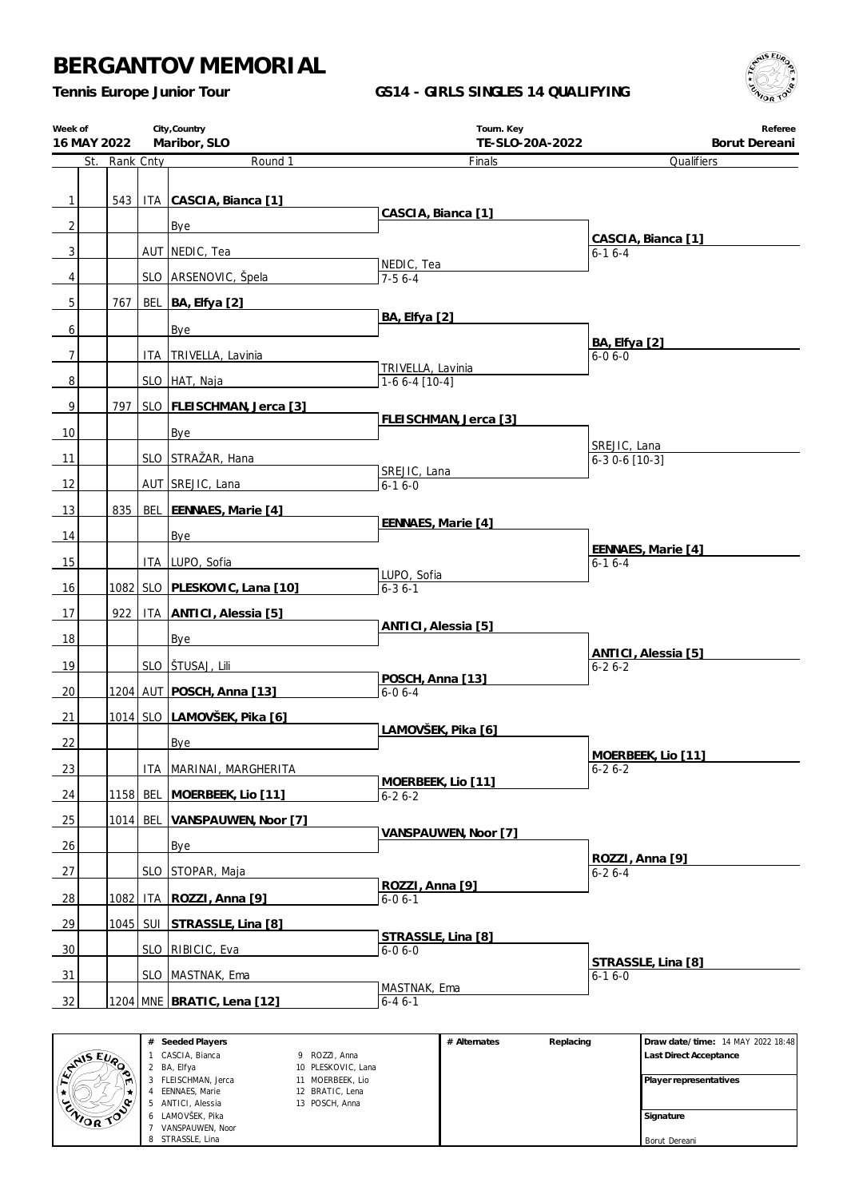# BERGANTOV MEMORIAL

**Tennis Europe Junior Tour**

**GS14 - GIRLS SINGLES 14 QUALIFYING**

| Week of | City,Country | Tourn. Key | Referee |
|---|---|---|---|
| 16 MAY 2022 | Maribor, SLO | TE-SLO-20A-2022 | Borut Dereani |

| | St. | Rank | Cnty | Round 1 | Finals | Qualifiers |
|---|---|---|---|---|---|---|
| 1 | | 543 | ITA | **CASCIA, Bianca [1]** | | |
| | | | | | **CASCIA, Bianca [1]** | |
| 2 | | | | Bye | | |
| | | | | | | **CASCIA, Bianca [1]** 6-1 6-4 |
| 3 | | | AUT | NEDIC, Tea | | |
| | | | | | NEDIC, Tea 7-5 6-4 | |
| 4 | | | SLO | ARSENOVIC, Špela | | |
| 5 | | 767 | BEL | **BA, Elfya [2]** | | |
| | | | | | **BA, Elfya [2]** | |
| 6 | | | | Bye | | |
| | | | | | | **BA, Elfya [2]** 6-0 6-0 |
| 7 | | | ITA | TRIVELLA, Lavinia | | |
| | | | | | TRIVELLA, Lavinia 1-6 6-4 [10-4] | |
| 8 | | | SLO | HAT, Naja | | |
| 9 | | 797 | SLO | **FLEISCHMAN, Jerca [3]** | | |
| | | | | | **FLEISCHMAN, Jerca [3]** | |
| 10 | | | | Bye | | |
| | | | | | | SREJIC, Lana 6-3 0-6 [10-3] |
| 11 | | | SLO | STRAŽAR, Hana | | |
| | | | | | SREJIC, Lana 6-1 6-0 | |
| 12 | | | AUT | SREJIC, Lana | | |
| 13 | | 835 | BEL | **EENNAES, Marie [4]** | | |
| | | | | | **EENNAES, Marie [4]** | |
| 14 | | | | Bye | | |
| | | | | | | **EENNAES, Marie [4]** 6-1 6-4 |
| 15 | | | ITA | LUPO, Sofia | | |
| | | | | | LUPO, Sofia 6-3 6-1 | |
| 16 | | 1082 | SLO | **PLESKOVIC, Lana [10]** | | |
| 17 | | 922 | ITA | **ANTICI, Alessia [5]** | | |
| | | | | | **ANTICI, Alessia [5]** | |
| 18 | | | | Bye | | |
| | | | | | | **ANTICI, Alessia [5]** 6-2 6-2 |
| 19 | | | SLO | ŠTUSAJ, Lili | | |
| | | | | | **POSCH, Anna [13]** 6-0 6-4 | |
| 20 | | 1204 | AUT | **POSCH, Anna [13]** | | |
| 21 | | 1014 | SLO | **LAMOVŠEK, Pika [6]** | | |
| | | | | | **LAMOVŠEK, Pika [6]** | |
| 22 | | | | Bye | | |
| | | | | | | **MOERBEEK, Lio [11]** 6-2 6-2 |
| 23 | | | ITA | MARINAI, MARGHERITA | | |
| | | | | | **MOERBEEK, Lio [11]** 6-2 6-2 | |
| 24 | | 1158 | BEL | **MOERBEEK, Lio [11]** | | |
| 25 | | 1014 | BEL | **VANSPAUWEN, Noor [7]** | | |
| | | | | | **VANSPAUWEN, Noor [7]** | |
| 26 | | | | Bye | | |
| | | | | | | **ROZZI, Anna [9]** 6-2 6-4 |
| 27 | | | SLO | STOPAR, Maja | | |
| | | | | | **ROZZI, Anna [9]** 6-0 6-1 | |
| 28 | | 1082 | ITA | **ROZZI, Anna [9]** | | |
| 29 | | 1045 | SUI | **STRASSLE, Lina [8]** | | |
| | | | | | **STRASSLE, Lina [8]** 6-0 6-0 | |
| 30 | | | SLO | RIBICIC, Eva | | |
| | | | | | | **STRASSLE, Lina [8]** 6-1 6-0 |
| 31 | | | SLO | MASTNAK, Ema | | |
| | | | | | MASTNAK, Ema 6-4 6-1 | |
| 32 | | 1204 | MNE | **BRATIC, Lena [12]** | | |

| # Seeded Players | | # Alternates | Replacing | |
|---|---|---|---|---|
| 1 CASCIA, Bianca | 9 ROZZI, Anna | | | **Draw date/time:** 14 MAY 2022 18:48 |
| 2 BA, Elfya | 10 PLESKOVIC, Lana | | | **Last Direct Acceptance** |
| 3 FLEISCHMAN, Jerca | 11 MOERBEEK, Lio | | | **Player representatives** |
| 4 EENNAES, Marie | 12 BRATIC, Lena | | | |
| 5 ANTICI, Alessia | 13 POSCH, Anna | | | |
| 6 LAMOVŠEK, Pika | | | | **Signature** |
| 7 VANSPAUWEN, Noor | | | | |
| 8 STRASSLE, Lina | | | | Borut Dereani |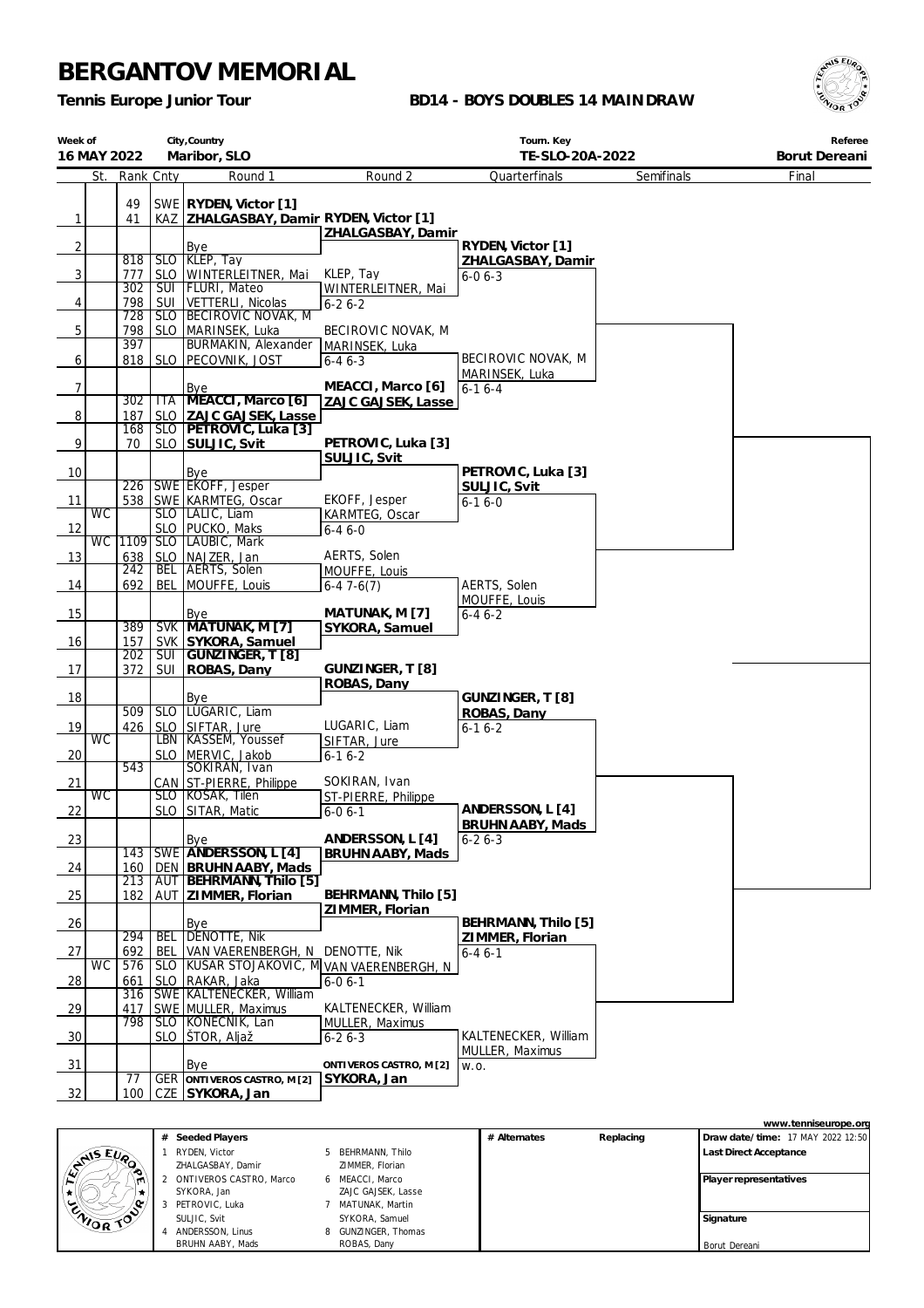# BERGANTOV MEMORIAL

**Tennis Europe Junior Tour**

**BD14 - BOYS DOUBLES 14 MAIN DRAW**

| Week of | City,Country | Tourn. Key | Referee |
|---|---|---|---|
| 16 MAY 2022 | Maribor, SLO | TE-SLO-20A-2022 | Borut Dereani |

| | St. | Rank | Cnty | Round 1 | Round 2 | Quarterfinals | Semifinals | Final |
|---|---|---|---|---|---|---|---|---|
| 1 | | 49 | SWE | **RYDEN, Victor [1]** | | | | |
| | | 41 | KAZ | **ZHALGASBAY, Damir** | **RYDEN, Victor [1]** | | | |
| 2 | | | | Bye | **ZHALGASBAY, Damir** | | | |
| 3 | | 818 | SLO | KLEP, Tay | | **RYDEN, Victor [1]** | | |
| | | 777 | SLO | WINTERLEITNER, Mai | KLEP, Tay | **ZHALGASBAY, Damir** | | |
| 4 | | 302 | SUI | FLURI, Mateo | WINTERLEITNER, Mai | 6-0 6-3 | | |
| | | 798 | SUI | VETTERLI, Nicolas | 6-2 6-2 | | | |
| 5 | | 728 | SLO | BECIROVIC NOVAK, M | | | | |
| | | 798 | SLO | MARINSEK, Luka | BECIROVIC NOVAK, M | | | |
| 6 | | 397 | | BURMAKIN, Alexander | MARINSEK, Luka | | | |
| | | 818 | SLO | PECOVNIK, JOST | 6-4 6-3 | BECIROVIC NOVAK, M | | |
| 7 | | | | Bye | **MEACCI, Marco [6]** | MARINSEK, Luka | | |
| | | 302 | ITA | **MEACCI, Marco [6]** | **ZAJC GAJSEK, Lasse** | 6-1 6-4 | | |
| 8 | | 187 | SLO | **ZAJC GAJSEK, Lasse** | | | | |
| 9 | | 168 | SLO | **PETROVIC, Luka [3]** | | | | |
| | | 70 | SLO | **SULJIC, Svit** | **PETROVIC, Luka [3]** | | | |
| 10 | | | | Bye | **SULJIC, Svit** | | | |
| 11 | | 226 | SWE | EKOFF, Jesper | | **PETROVIC, Luka [3]** | | |
| | | 538 | SWE | KARMTEG, Oscar | EKOFF, Jesper | **SULJIC, Svit** | | |
| 12 | WC | | SLO | LALIC, Liam | KARMTEG, Oscar | 6-1 6-0 | | |
| | | | SLO | PUCKO, Maks | 6-4 6-0 | | | |
| 13 | WC | 1109 | SLO | LAUBIC, Mark | | | | |
| | | 638 | SLO | NAJZER, Jan | AERTS, Solen | | | |
| 14 | | 242 | BEL | AERTS, Solen | MOUFFE, Louis | | | |
| | | 692 | BEL | MOUFFE, Louis | 6-4 7-6(7) | AERTS, Solen | | |
| 15 | | | | Bye | **MATUNAK, M [7]** | MOUFFE, Louis | | |
| | | 389 | SVK | **MATUNAK, M [7]** | **SYKORA, Samuel** | 6-4 6-2 | | |
| 16 | | 157 | SVK | **SYKORA, Samuel** | | | | |
| 17 | | 202 | SUI | **GUNZINGER, T [8]** | | | | |
| | | 372 | SUI | **ROBAS, Dany** | **GUNZINGER, T [8]** | | | |
| 18 | | | | Bye | **ROBAS, Dany** | | | |
| 19 | | 509 | SLO | LUGARIC, Liam | | **GUNZINGER, T [8]** | | |
| | | 426 | SLO | SIFTAR, Jure | LUGARIC, Liam | **ROBAS, Dany** | | |
| 20 | WC | | LBN | KASSEM, Youssef | SIFTAR, Jure | 6-1 6-2 | | |
| | | | SLO | MERVIC, Jakob | 6-1 6-2 | | | |
| 21 | | 543 | | SOKIRAN, Ivan | | | | |
| | | | CAN | ST-PIERRE, Philippe | SOKIRAN, Ivan | | | |
| 22 | WC | | SLO | KOSAK, Tilen | ST-PIERRE, Philippe | | | |
| | | | SLO | SITAR, Matic | 6-0 6-1 | **ANDERSSON, L [4]** | | |
| 23 | | | | Bye | **ANDERSSON, L [4]** | **BRUHN AABY, Mads** | | |
| | | 143 | SWE | **ANDERSSON, L [4]** | **BRUHN AABY, Mads** | 6-2 6-3 | | |
| 24 | | 160 | DEN | **BRUHN AABY, Mads** | | | | |
| 25 | | 213 | AUT | **BEHRMANN, Thilo [5]** | | | | |
| | | 182 | AUT | **ZIMMER, Florian** | **BEHRMANN, Thilo [5]** | | | |
| 26 | | | | Bye | **ZIMMER, Florian** | | | |
| 27 | | 294 | BEL | DENOTTE, Nik | | **BEHRMANN, Thilo [5]** | | |
| | | 692 | BEL | VAN VAERENBERGH, N | DENOTTE, Nik | **ZIMMER, Florian** | | |
| 28 | WC | 576 | SLO | KUSAR STOJAKOVIC, M | VAN VAERENBERGH, N | 6-4 6-1 | | |
| | | 661 | SLO | RAKAR, Jaka | 6-0 6-1 | | | |
| 29 | | 316 | SWE | KALTENECKER, William | | | | |
| | | 417 | SWE | MULLER, Maximus | KALTENECKER, William | | | |
| 30 | | 798 | SLO | KONECNIK, Lan | MULLER, Maximus | | | |
| | | | SLO | ŠTOR, Aljaž | 6-2 6-3 | KALTENECKER, William | | |
| 31 | | | | Bye | **ONTIVEROS CASTRO, M [2]** | MULLER, Maximus | | |
| | | 77 | GER | **ONTIVEROS CASTRO, M [2]** | **SYKORA, Jan** | w.o. | | |
| 32 | | 100 | CZE | **SYKORA, Jan** | | | | |

www.tenniseurope.org

| # | Seeded Players | # | Seeded Players | # Alternates | Replacing |
|---|---|---|---|---|---|
| 1 | RYDEN, Victor / ZHALGASBAY, Damir | 5 | BEHRMANN, Thilo / ZIMMER, Florian | | |
| 2 | ONTIVEROS CASTRO, Marco / SYKORA, Jan | 6 | MEACCI, Marco / ZAJC GAJSEK, Lasse | | |
| 3 | PETROVIC, Luka / SULJIC, Svit | 7 | MATUNAK, Martin / SYKORA, Samuel | | |
| 4 | ANDERSSON, Linus / BRUHN AABY, Mads | 8 | GUNZINGER, Thomas / ROBAS, Dany | | |

**Draw date/time:** 17 MAY 2022 12:50

**Last Direct Acceptance**

**Player representatives**

**Signature**

Borut Dereani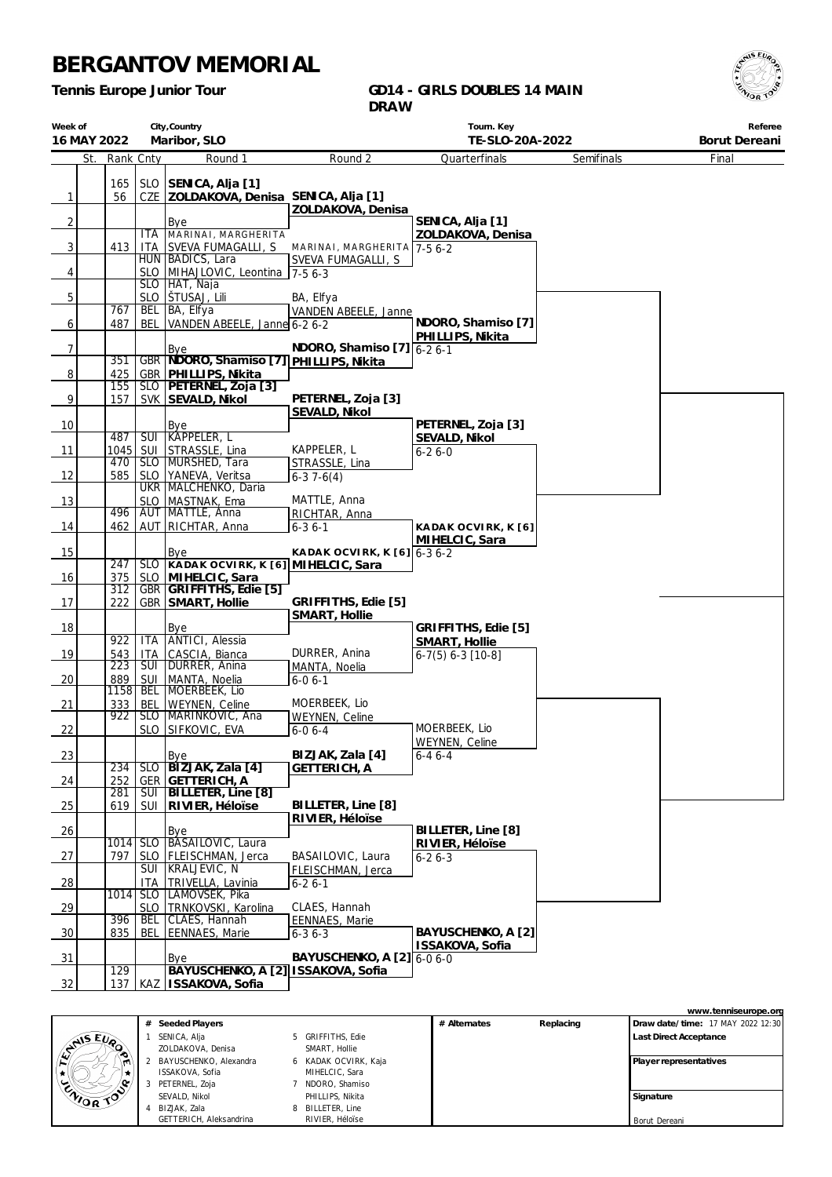# BERGANTOV MEMORIAL

**Tennis Europe Junior Tour**

**GD14 - GIRLS DOUBLES 14 MAIN DRAW**

| Week of | City,Country | Tourn. Key | Referee |
|---|---|---|---|
| 16 MAY 2022 | Maribor, SLO | TE-SLO-20A-2022 | Borut Dereani |

| | St. | Rank | Cnty | Round 1 | Round 2 | Quarterfinals | Semifinals | Final |
|---|---|---|---|---|---|---|---|---|
| 1 | | 165 | SLO | **SENICA, Alja [1]** | | | | |
| | | 56 | CZE | **ZOLDAKOVA, Denisa** | **SENICA, Alja [1]** | | | |
| 2 | | | | Bye | **ZOLDAKOVA, Denisa** | | | |
| | | | ITA | MARINAI, MARGHERITA | | **SENICA, Alja [1]** | | |
| 3 | | 413 | ITA | SVEVA FUMAGALLI, S | | **ZOLDAKOVA, Denisa** | | |
| | | | HUN | BADICS, Lara | MARINAI, MARGHERITA | 7-5 6-2 | | |
| 4 | | | SLO | MIHAJLOVIC, Leontina | SVEVA FUMAGALLI, S | | | |
| | | | SLO | HAT, Naja | 7-5 6-3 | | | |
| 5 | | | SLO | ŠTUSAJ, Lili | | | | |
| | | 767 | BEL | BA, Elfya | BA, Elfya | | | |
| 6 | | 487 | BEL | VANDEN ABEELE, Janne | VANDEN ABEELE, Janne | | | |
| | | | | | 6-2 6-2 | **NDORO, Shamiso [7]** | | |
| 7 | | | | Bye | | **PHILLIPS, Nikita** | | |
| | | 351 | GBR | **NDORO, Shamiso [7]** | **NDORO, Shamiso [7]** | 6-2 6-1 | | |
| 8 | | 425 | GBR | **PHILLIPS, Nikita** | **PHILLIPS, Nikita** | | | |
| | | 155 | SLO | **PETERNEL, Zoja [3]** | | | | |
| 9 | | 157 | SVK | **SEVALD, Nikol** | **PETERNEL, Zoja [3]** | | | |
| 10 | | | | Bye | **SEVALD, Nikol** | | | |
| | | 487 | SUI | KAPPELER, L | | **PETERNEL, Zoja [3]** | | |
| 11 | | 1045 | SUI | STRASSLE, Lina | KAPPELER, L | **SEVALD, Nikol** | | |
| | | 470 | SLO | MURSHED, Tara | STRASSLE, Lina | 6-2 6-0 | | |
| 12 | | 585 | SLO | YANEVA, Veritsa | 6-3 7-6(4) | | | |
| | | | UKR | MALCHENKO, Daria | | | | |
| 13 | | | SLO | MASTNAK, Ema | MATTLE, Anna | | | |
| | | 496 | AUT | MATTLE, Anna | RICHTAR, Anna | | | |
| 14 | | 462 | AUT | RICHTAR, Anna | 6-3 6-1 | **KADAK OCVIRK, K [6]** | | |
| 15 | | | | Bye | | **MIHELCIC, Sara** | | |
| | | 247 | SLO | **KADAK OCVIRK, K [6]** | **KADAK OCVIRK, K [6]** | 6-3 6-2 | | |
| 16 | | 375 | SLO | **MIHELCIC, Sara** | **MIHELCIC, Sara** | | | |
| | | 312 | GBR | **GRIFFITHS, Edie [5]** | | | | |
| 17 | | 222 | GBR | **SMART, Hollie** | **GRIFFITHS, Edie [5]** | | | |
| 18 | | | | Bye | **SMART, Hollie** | | | |
| | | 922 | ITA | ANTICI, Alessia | | **GRIFFITHS, Edie [5]** | | |
| 19 | | 543 | ITA | CASCIA, Bianca | DURRER, Anina | **SMART, Hollie** | | |
| | | 223 | SUI | DURRER, Anina | MANTA, Noelia | 6-7(5) 6-3 [10-8] | | |
| 20 | | 889 | SUI | MANTA, Noelia | 6-0 6-1 | | | |
| | | 1158 | BEL | MOERBEEK, Lio | | | | |
| 21 | | 333 | BEL | WEYNEN, Celine | MOERBEEK, Lio | | | |
| | | 922 | SLO | MARINKOVIC, Ana | WEYNEN, Celine | | | |
| 22 | | | SLO | SIFKOVIC, EVA | 6-0 6-4 | MOERBEEK, Lio | | |
| 23 | | | | Bye | | WEYNEN, Celine | | |
| | | 234 | SLO | **BIZJAK, Zala [4]** | **BIZJAK, Zala [4]** | 6-4 6-4 | | |
| 24 | | 252 | GER | **GETTERICH, A** | **GETTERICH, A** | | | |
| | | 281 | SUI | **BILLETER, Line [8]** | | | | |
| 25 | | 619 | SUI | **RIVIER, Héloïse** | **BILLETER, Line [8]** | | | |
| 26 | | | | Bye | **RIVIER, Héloïse** | | | |
| | | 1014 | SLO | BASAILOVIC, Laura | | **BILLETER, Line [8]** | | |
| 27 | | 797 | SLO | FLEISCHMAN, Jerca | BASAILOVIC, Laura | **RIVIER, Héloïse** | | |
| | | | SUI | KRALJEVIC, N | FLEISCHMAN, Jerca | 6-2 6-3 | | |
| 28 | | | ITA | TRIVELLA, Lavinia | 6-2 6-1 | | | |
| | | 1014 | SLO | LAMOVSEK, Pika | | | | |
| 29 | | | SLO | TRNKOVSKI, Karolina | CLAES, Hannah | | | |
| | | 396 | BEL | CLAES, Hannah | EENNAES, Marie | | | |
| 30 | | 835 | BEL | EENNAES, Marie | 6-3 6-3 | **BAYUSCHENKO, A [2]** | | |
| 31 | | | | Bye | | **ISSAKOVA, Sofia** | | |
| | | 129 | | **BAYUSCHENKO, A [2]** | **BAYUSCHENKO, A [2]** | 6-0 6-0 | | |
| 32 | | 137 | KAZ | **ISSAKOVA, Sofia** | **ISSAKOVA, Sofia** | | | |

www.tenniseurope.org

| # | Seeded Players | # | Seeded Players |
|---|---|---|---|
| 1 | SENICA, Alja / ZOLDAKOVA, Denisa | 5 | GRIFFITHS, Edie / SMART, Hollie |
| 2 | BAYUSCHENKO, Alexandra / ISSAKOVA, Sofia | 6 | KADAK OCVIRK, Kaja / MIHELCIC, Sara |
| 3 | PETERNEL, Zoja / SEVALD, Nikol | 7 | NDORO, Shamiso / PHILLIPS, Nikita |
| 4 | BIZJAK, Zala / GETTERICH, Aleksandrina | 8 | BILLETER, Line / RIVIER, Héloïse |

| # Alternates | Replacing |
|---|---|
| | |

**Draw date/time:** 17 MAY 2022 12:30

**Last Direct Acceptance**

**Player representatives**

**Signature**

Borut Dereani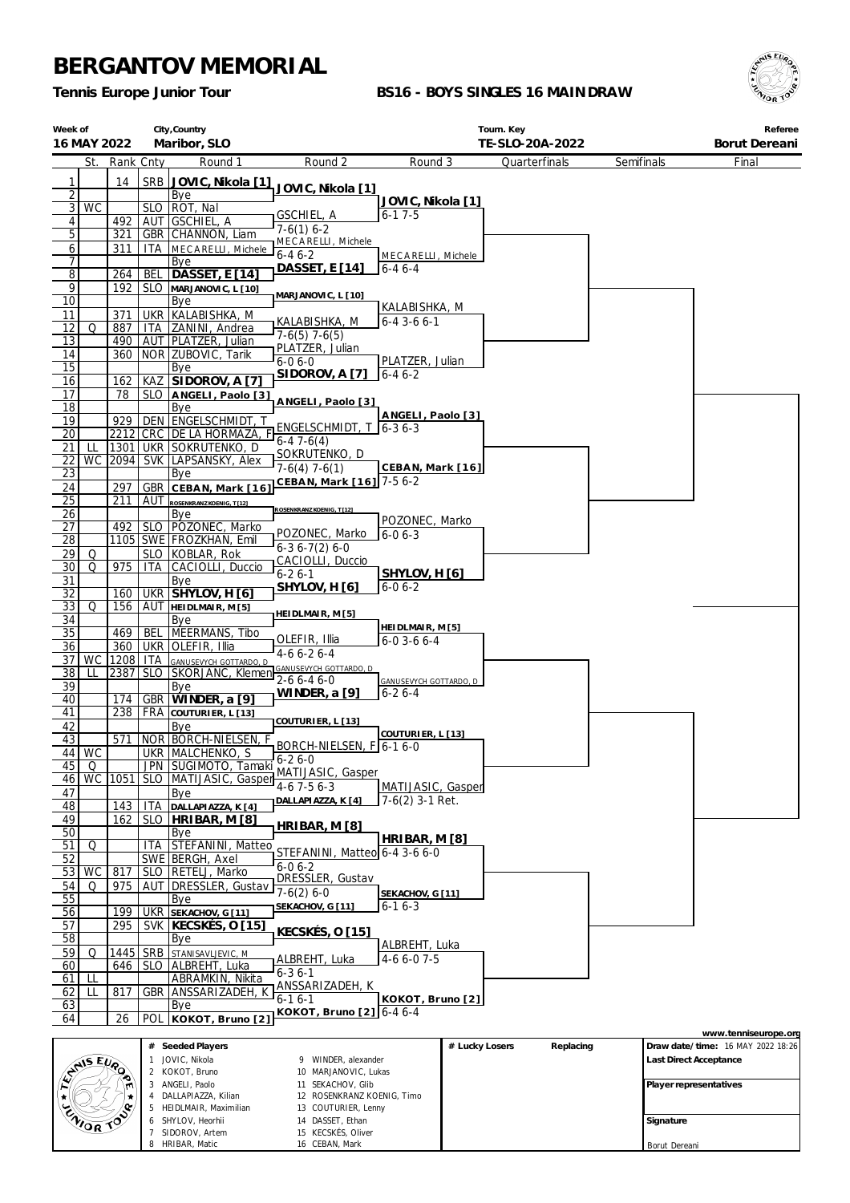# BERGANTOV MEMORIAL

**Tennis Europe Junior Tour**

**BS16 - BOYS SINGLES 16 MAINDRAW**

| Week of | City,Country | Tourn. Key | Referee |
|---|---|---|---|
| 16 MAY 2022 | Maribor, SLO | TE-SLO-20A-2022 | Borut Dereani |

| # | St. | Rank | Cnty | Round 1 |
|---|---|---|---|---|
| 1 | | 14 | SRB | JOVIC, Nikola [1] |
| 2 | | | | Bye |
| 3 | WC | | SLO | ROT, Nal |
| 4 | | 492 | AUT | GSCHIEL, A |
| 5 | | 321 | GBR | CHANNON, Liam |
| 6 | | 311 | ITA | MECARELLI, Michele |
| 7 | | | | Bye |
| 8 | | 264 | BEL | DASSET, E [14] |
| 9 | | 192 | SLO | MARJANOVIC, L [10] |
| 10 | | | | Bye |
| 11 | | 371 | UKR | KALABISHKA, M |
| 12 | Q | 887 | ITA | ZANINI, Andrea |
| 13 | | 490 | AUT | PLATZER, Julian |
| 14 | | 360 | NOR | ZUBOVIC, Tarik |
| 15 | | | | Bye |
| 16 | | 162 | KAZ | SIDOROV, A [7] |
| 17 | | 78 | SLO | ANGELI, Paolo [3] |
| 18 | | | | Bye |
| 19 | | 929 | DEN | ENGELSCHMIDT, T |
| 20 | | 2212 | CRC | DE LA HORMAZA, F |
| 21 | LL | 1301 | UKR | SOKRUTENKO, D |
| 22 | WC | 2094 | SVK | LAPSANSKY, Alex |
| 23 | | | | Bye |
| 24 | | 297 | GBR | CEBAN, Mark [16] |
| 25 | | 211 | AUT | ROSENKRANZ KOENIG, T [12] |
| 26 | | | | Bye |
| 27 | | 492 | SLO | POZONEC, Marko |
| 28 | | 1105 | SWE | FROZKHAN, Emil |
| 29 | Q | | SLO | KOBLAR, Rok |
| 30 | Q | 975 | ITA | CACIOLLI, Duccio |
| 31 | | | | Bye |
| 32 | | 160 | UKR | SHYLOV, H [6] |
| 33 | Q | 156 | AUT | HEIDLMAIR, M [5] |
| 34 | | | | Bye |
| 35 | | 469 | BEL | MEERMANS, Tibo |
| 36 | | 360 | UKR | OLEFIR, Illia |
| 37 | WC | 1208 | ITA | GANUSEVYCH GOTTARDO, D |
| 38 | LL | 2387 | SLO | SKORJANC, Klemen |
| 39 | | | | Bye |
| 40 | | 174 | GBR | WINDER, a [9] |
| 41 | | 238 | FRA | COUTURIER, L [13] |
| 42 | | | | Bye |
| 43 | | 571 | NOR | BORCH-NIELSEN, F |
| 44 | WC | | UKR | MALCHENKO, S |
| 45 | Q | | JPN | SUGIMOTO, Tamaki |
| 46 | WC | 1051 | SLO | MATIJASIC, Gasper |
| 47 | | | | Bye |
| 48 | | 143 | ITA | DALLAPIAZZA, K [4] |
| 49 | | 162 | SLO | HRIBAR, M [8] |
| 50 | | | | Bye |
| 51 | Q | | ITA | STEFANINI, Matteo |
| 52 | | | SWE | BERGH, Axel |
| 53 | WC | 817 | SLO | RETELJ, Marko |
| 54 | Q | 975 | AUT | DRESSLER, Gustav |
| 55 | | | | Bye |
| 56 | | 199 | UKR | SEKACHOV, G [11] |
| 57 | | 295 | SVK | KECSKÉS, O [15] |
| 58 | | | | Bye |
| 59 | Q | 1445 | SRB | STANISAVLJEVIC, M |
| 60 | | 646 | SLO | ALBREHT, Luka |
| 61 | LL | | | ABRAMKIN, Nikita |
| 62 | LL | 817 | GBR | ANSSARIZADEH, K |
| 63 | | | | Bye |
| 64 | | 26 | POL | KOKOT, Bruno [2] |

## Round 2

| Player | Score |
|---|---|
| JOVIC, Nikola [1] | |
| GSCHIEL, A | 7-6(1) 6-2 |
| MECARELLI, Michele | 6-4 6-2 |
| DASSET, E [14] | |
| MARJANOVIC, L [10] | |
| KALABISHKA, M | 7-6(5) 7-6(5) |
| PLATZER, Julian | 6-0 6-0 |
| SIDOROV, A [7] | |
| ANGELI, Paolo [3] | |
| ENGELSCHMIDT, T | 6-4 7-6(4) |
| SOKRUTENKO, D | 7-6(4) 7-6(1) |
| CEBAN, Mark [16] | |
| ROSENKRANZ KOENIG, T [12] | |
| POZONEC, Marko | 6-3 6-7(2) 6-0 |
| CACIOLLI, Duccio | 6-2 6-1 |
| SHYLOV, H [6] | |
| HEIDLMAIR, M [5] | |
| OLEFIR, Illia | 4-6 6-2 6-4 |
| GANUSEVYCH GOTTARDO, D | 2-6 6-4 6-0 |
| WINDER, a [9] | |
| COUTURIER, L [13] | |
| BORCH-NIELSEN, F | 6-2 6-0 |
| MATIJASIC, Gasper | 4-6 7-5 6-3 |
| DALLAPIAZZA, K [4] | |
| HRIBAR, M [8] | |
| STEFANINI, Matteo | 6-0 6-2 |
| DRESSLER, Gustav | 7-6(2) 6-0 |
| SEKACHOV, G [11] | |
| KECSKÉS, O [15] | |
| ALBREHT, Luka | 6-3 6-1 |
| ANSSARIZADEH, K | 6-1 6-1 |
| KOKOT, Bruno [2] | |

## Round 3

| Player | Score |
|---|---|
| JOVIC, Nikola [1] | 6-1 7-5 |
| MECARELLI, Michele | 6-4 6-4 |
| KALABISHKA, M | 6-4 3-6 6-1 |
| PLATZER, Julian | 6-4 6-2 |
| ANGELI, Paolo [3] | 6-3 6-3 |
| CEBAN, Mark [16] | 7-5 6-2 |
| POZONEC, Marko | 6-0 6-3 |
| SHYLOV, H [6] | 6-0 6-2 |
| HEIDLMAIR, M [5] | 6-0 3-6 6-4 |
| GANUSEVYCH GOTTARDO, D | 6-2 6-4 |
| COUTURIER, L [13] | 6-1 6-0 |
| MATIJASIC, Gasper | 7-6(2) 3-1 Ret. |
| HRIBAR, M [8] | 6-4 3-6 6-0 |
| SEKACHOV, G [11] | 6-1 6-3 |
| ALBREHT, Luka | 4-6 6-0 7-5 |
| KOKOT, Bruno [2] | 6-4 6-4 |

## Quarterfinals

## Semifinals

## Final

## Seeded Players

| # | Player | # | Player |
|---|---|---|---|
| 1 | JOVIC, Nikola | 9 | WINDER, alexander |
| 2 | KOKOT, Bruno | 10 | MARJANOVIC, Lukas |
| 3 | ANGELI, Paolo | 11 | SEKACHOV, Glib |
| 4 | DALLAPIAZZA, Kilian | 12 | ROSENKRANZ KOENIG, Timo |
| 5 | HEIDLMAIR, Maximilian | 13 | COUTURIER, Lenny |
| 6 | SHYLOV, Heorhii | 14 | DASSET, Ethan |
| 7 | SIDOROV, Artem | 15 | KECSKÉS, Oliver |
| 8 | HRIBAR, Matic | 16 | CEBAN, Mark |

| # Lucky Losers | Replacing |
|---|---|
| | |

www.tenniseurope.org

**Draw date/time:** 16 MAY 2022 18:26

**Last Direct Acceptance**

**Player representatives**

**Signature**

Borut Dereani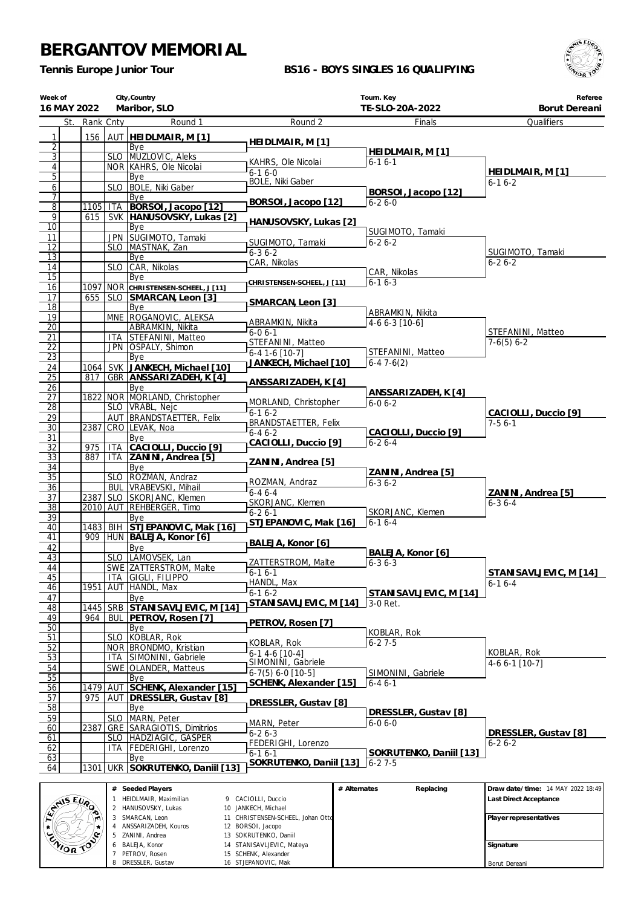# BERGANTOV MEMORIAL

**Tennis Europe Junior Tour**

**BS16 - BOYS SINGLES 16 QUALIFYING**

| Week of | City,Country | Tourn. Key | Referee |
|---|---|---|---|
| **16 MAY 2022** | **Maribor, SLO** | **TE-SLO-20A-2022** | **Borut Dereani** |

| | St. | Rank | Cnty | Round 1 | Round 2 | Finals | Qualifiers |
|---|---|---|---|---|---|---|---|
| 1 | | 156 | AUT | **HEIDLMAIR, M [1]** | **HEIDLMAIR, M [1]** | | |
| 2 | | | | Bye | | **HEIDLMAIR, M [1]** | |
| 3 | | | SLO | MUZLOVIC, Aleks | KAHRS, Ole Nicolai | 6-1 6-1 | |
| 4 | | | NOR | KAHRS, Ole Nicolai | 6-1 6-0 | | **HEIDLMAIR, M [1]** |
| 5 | | | | Bye | BOLE, Niki Gaber | | 6-1 6-2 |
| 6 | | | SLO | BOLE, Niki Gaber | | **BORSOI, Jacopo [12]** | |
| 7 | | | | Bye | **BORSOI, Jacopo [12]** | 6-2 6-0 | |
| 8 | | 1105 | ITA | **BORSOI, Jacopo [12]** | | | |
| 9 | | 615 | SVK | **HANUSOVSKY, Lukas [2]** | **HANUSOVSKY, Lukas [2]** | | |
| 10 | | | | Bye | | SUGIMOTO, Tamaki | |
| 11 | | | JPN | SUGIMOTO, Tamaki | SUGIMOTO, Tamaki | 6-2 6-2 | |
| 12 | | | SLO | MASTNAK, Zan | 6-3 6-2 | | SUGIMOTO, Tamaki |
| 13 | | | | Bye | CAR, Nikolas | | 6-2 6-2 |
| 14 | | | SLO | CAR, Nikolas | | CAR, Nikolas | |
| 15 | | | | Bye | **CHRISTENSEN-SCHEEL, J [11]** | 6-1 6-3 | |
| 16 | | 1097 | NOR | **CHRISTENSEN-SCHEEL, J [11]** | | | |
| 17 | | 655 | SLO | **SMARCAN, Leon [3]** | **SMARCAN, Leon [3]** | | |
| 18 | | | | Bye | | ABRAMKIN, Nikita | |
| 19 | | | MNE | ROGANOVIC, ALEKSA | ABRAMKIN, Nikita | 4-6 6-3 [10-6] | |
| 20 | | | | ABRAMKIN, Nikita | 6-0 6-1 | | STEFANINI, Matteo |
| 21 | | | ITA | STEFANINI, Matteo | STEFANINI, Matteo | | 7-6(5) 6-2 |
| 22 | | | JPN | OSPALY, Shimon | 6-4 1-6 [10-7] | STEFANINI, Matteo | |
| 23 | | | | Bye | **JANKECH, Michael [10]** | 6-4 7-6(2) | |
| 24 | | 1064 | SVK | **JANKECH, Michael [10]** | | | |
| 25 | | 817 | GBR | **ANSSARIZADEH, K [4]** | **ANSSARIZADEH, K [4]** | | |
| 26 | | | | Bye | | **ANSSARIZADEH, K [4]** | |
| 27 | | 1822 | NOR | MORLAND, Christopher | MORLAND, Christopher | 6-0 6-2 | |
| 28 | | | SLO | VRABL, Nejc | 6-1 6-2 | | **CACIOLLI, Duccio [9]** |
| 29 | | | AUT | BRANDSTAETTER, Felix | BRANDSTAETTER, Felix | | 7-5 6-1 |
| 30 | | 2387 | CRO | LEVAK, Noa | 6-4 6-2 | **CACIOLLI, Duccio [9]** | |
| 31 | | | | Bye | **CACIOLLI, Duccio [9]** | 6-2 6-4 | |
| 32 | | 975 | ITA | **CACIOLLI, Duccio [9]** | | | |
| 33 | | 887 | ITA | **ZANINI, Andrea [5]** | **ZANINI, Andrea [5]** | | |
| 34 | | | | Bye | | **ZANINI, Andrea [5]** | |
| 35 | | | SLO | ROZMAN, Andraz | ROZMAN, Andraz | 6-3 6-2 | |
| 36 | | | BUL | VRABEVSKI, Mihail | 6-4 6-4 | | **ZANINI, Andrea [5]** |
| 37 | | 2387 | SLO | SKORJANC, Klemen | SKORJANC, Klemen | | 6-3 6-4 |
| 38 | | 2010 | AUT | REHBERGER, Timo | 6-2 6-1 | SKORJANC, Klemen | |
| 39 | | | | Bye | **STJEPANOVIC, Mak [16]** | 6-1 6-4 | |
| 40 | | 1483 | BIH | **STJEPANOVIC, Mak [16]** | | | |
| 41 | | 909 | HUN | **BALEJA, Konor [6]** | **BALEJA, Konor [6]** | | |
| 42 | | | | Bye | | **BALEJA, Konor [6]** | |
| 43 | | | SLO | LAMOVSEK, Lan | ZATTERSTROM, Malte | 6-3 6-3 | |
| 44 | | | SWE | ZATTERSTROM, Malte | 6-1 6-1 | | **STANISAVLJEVIC, M [14]** |
| 45 | | | ITA | GIGLI, FILIPPO | HANDL, Max | | 6-1 6-4 |
| 46 | | 1951 | AUT | HANDL, Max | 6-1 6-2 | **STANISAVLJEVIC, M [14]** | |
| 47 | | | | Bye | **STANISAVLJEVIC, M [14]** | 3-0 Ret. | |
| 48 | | 1445 | SRB | **STANISAVLJEVIC, M [14]** | | | |
| 49 | | 964 | BUL | **PETROV, Rosen [7]** | **PETROV, Rosen [7]** | | |
| 50 | | | | Bye | | KOBLAR, Rok | |
| 51 | | | SLO | KOBLAR, Rok | KOBLAR, Rok | 6-2 7-5 | |
| 52 | | | NOR | BRONDMO, Kristian | 6-1 4-6 [10-4] | | KOBLAR, Rok |
| 53 | | | ITA | SIMONINI, Gabriele | SIMONINI, Gabriele | | 4-6 6-1 [10-7] |
| 54 | | | SWE | OLANDER, Matteus | 6-7(5) 6-0 [10-5] | SIMONINI, Gabriele | |
| 55 | | | | Bye | **SCHENK, Alexander [15]** | 6-4 6-1 | |
| 56 | | 1479 | AUT | **SCHENK, Alexander [15]** | | | |
| 57 | | 975 | AUT | **DRESSLER, Gustav [8]** | **DRESSLER, Gustav [8]** | | |
| 58 | | | | Bye | | **DRESSLER, Gustav [8]** | |
| 59 | | | SLO | MARN, Peter | MARN, Peter | 6-0 6-0 | |
| 60 | | 2387 | GRE | SARAGIOTIS, Dimitrios | 6-2 6-3 | | **DRESSLER, Gustav [8]** |
| 61 | | | SLO | HADZIAGIC, GASPER | FEDERIGHI, Lorenzo | | 6-2 6-2 |
| 62 | | | ITA | FEDERIGHI, Lorenzo | 6-1 6-1 | **SOKRUTENKO, Daniil [13]** | |
| 63 | | | | Bye | **SOKRUTENKO, Daniil [13]** | 6-2 7-5 | |
| 64 | | 1301 | UKR | **SOKRUTENKO, Daniil [13]** | | | |

| # | Seeded Players | # | Seeded Players |
|---|---|---|---|
| 1 | HEIDLMAIR, Maximilian | 9 | CACIOLLI, Duccio |
| 2 | HANUSOVSKY, Lukas | 10 | JANKECH, Michael |
| 3 | SMARCAN, Leon | 11 | CHRISTENSEN-SCHEEL, Johan Otto |
| 4 | ANSSARIZADEH, Kouros | 12 | BORSOI, Jacopo |
| 5 | ZANINI, Andrea | 13 | SOKRUTENKO, Daniil |
| 6 | BALEJA, Konor | 14 | STANISAVLJEVIC, Mateya |
| 7 | PETROV, Rosen | 15 | SCHENK, Alexander |
| 8 | DRESSLER, Gustav | 16 | STJEPANOVIC, Mak |

| # Alternates | Replacing |
|---|---|
| | |

**Draw date/time:** 14 MAY 2022 18:49

**Last Direct Acceptance**

**Player representatives**

**Signature**

Borut Dereani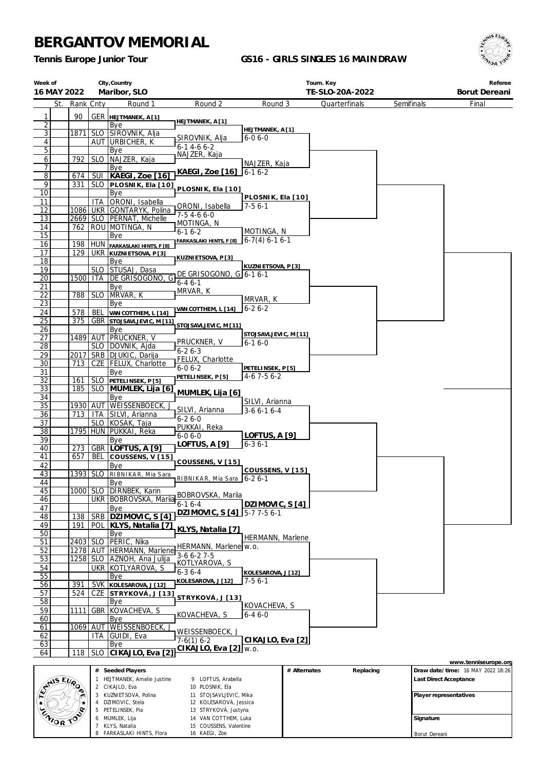# BERGANTOV MEMORIAL

**Tennis Europe Junior Tour**

**GS16 - GIRLS SINGLES 16 MAINDRAW**

| Week of | City,Country | Tourn. Key | Referee |
|---|---|---|---|
| 16 MAY 2022 | Maribor, SLO | TE-SLO-20A-2022 | Borut Dereani |

| # | St. | Rank | Cnty | Round 1 | Round 2 | Round 3 | Quarterfinals | Semifinals | Final |
|---|---|---|---|---|---|---|---|---|---|
| 1 | | 90 | GER | HEJTMANEK, A [1] | HEJTMANEK, A [1] | HEJTMANEK, A [1] 6-0 6-0 | | | |
| 2 | | | | Bye | | | | | |
| 3 | | 1871 | SLO | SIROVNIK, Alja | SIROVNIK, Alja 6-1 4-6 6-2 | | | | |
| 4 | | | AUT | URBICHER, K | | | | | |
| 5 | | | | Bye | NAJZER, Kaja | NAJZER, Kaja 6-1 6-2 | | | |
| 6 | | 792 | SLO | NAJZER, Kaja | | | | | |
| 7 | | | | Bye | KAEGI, Zoe [16] | | | | |
| 8 | | 674 | SUI | KAEGI, Zoe [16] | | | | | |
| 9 | | 331 | SLO | PLOSNIK, Ela [10] | PLOSNIK, Ela [10] | PLOSNIK, Ela [10] 7-5 6-1 | | | |
| 10 | | | | Bye | | | | | |
| 11 | | | ITA | ORONI, Isabella | ORONI, Isabella 7-5 4-6 6-0 | | | | |
| 12 | | 1086 | UKR | GONTARYK, Polina | | | | | |
| 13 | | 2669 | SLO | PERNAT, Michelle | MOTINGA, N 6-1 6-2 | MOTINGA, N 6-7(4) 6-1 6-1 | | | |
| 14 | | 762 | ROU | MOTINGA, N | | | | | |
| 15 | | | | Bye | FARKASLAKI HINTS, F [8] | | | | |
| 16 | | 198 | HUN | FARKASLAKI HINTS, F [8] | | | | | |
| 17 | | 129 | UKR | KUZNIETSOVA, P [3] | KUZNIETSOVA, P [3] | KUZNIETSOVA, P [3] 6-1 6-1 | | | |
| 18 | | | | Bye | | | | | |
| 19 | | | SLO | STUSAJ, Dasa | DE GRISOGONO, G 6-4 6-1 | | | | |
| 20 | | 1500 | ITA | DE GRISOGONO, G | | | | | |
| 21 | | | | Bye | MRVAR, K | MRVAR, K 6-2 6-2 | | | |
| 22 | | 788 | SLO | MRVAR, K | | | | | |
| 23 | | | | Bye | VAN COTTHEM, L [14] | | | | |
| 24 | | 578 | BEL | VAN COTTHEM, L [14] | | | | | |
| 25 | | 375 | GBR | STOJSAVLJEVIC, M [11] | STOJSAVLJEVIC, M [11] | STOJSAVLJEVIC, M [11] 6-1 6-0 | | | |
| 26 | | | | Bye | | | | | |
| 27 | | 1489 | AUT | PRUCKNER, V | PRUCKNER, V 6-2 6-3 | | | | |
| 28 | | | SLO | DOVNIK, Ajda | | | | | |
| 29 | | 2017 | SRB | DJUKIC, Darija | FELUX, Charlotte 6-0 6-2 | PETELINSEK, P [5] 4-6 7-5 6-2 | | | |
| 30 | | 713 | CZE | FELUX, Charlotte | | | | | |
| 31 | | | | Bye | PETELINSEK, P [5] | | | | |
| 32 | | 161 | SLO | PETELINSEK, P [5] | | | | | |
| 33 | | 185 | SLO | MUMLEK, Lija [6] | MUMLEK, Lija [6] | SILVI, Arianna 3-6 6-1 6-4 | | | |
| 34 | | | | Bye | | | | | |
| 35 | | 1930 | AUT | WEISSENBOECK, J | SILVI, Arianna 6-2 6-0 | | | | |
| 36 | | 713 | ITA | SILVI, Arianna | | | | | |
| 37 | | | SLO | KOSAK, Taja | PUKKAI, Reka 6-0 6-0 | LOFTUS, A [9] 6-3 6-1 | | | |
| 38 | | 1795 | HUN | PUKKAI, Reka | | | | | |
| 39 | | | | Bye | LOFTUS, A [9] | | | | |
| 40 | | 273 | GBR | LOFTUS, A [9] | | | | | |
| 41 | | 657 | BEL | COUSSENS, V [15] | COUSSENS, V [15] | COUSSENS, V [15] 6-2 6-1 | | | |
| 42 | | | | Bye | | | | | |
| 43 | | 1393 | SLO | RIBNIKAR, Mia Sara | RIBNIKAR, Mia Sara | | | | |
| 44 | | | | Bye | | | | | |
| 45 | | 1000 | SLO | DIRNBEK, Karin | BOBROVSKA, Mariia 6-1 6-4 | DZIMOVIC, S [4] 5-7 7-5 6-1 | | | |
| 46 | | | UKR | BOBROVSKA, Mariia | | | | | |
| 47 | | | | Bye | DZIMOVIC, S [4] | | | | |
| 48 | | 138 | SRB | DZIMOVIC, S [4] | | | | | |
| 49 | | 191 | POL | KLYS, Natalia [7] | KLYS, Natalia [7] | HERMANN, Marlene w.o. | | | |
| 50 | | | | Bye | | | | | |
| 51 | | 2403 | SLO | PERIC, Nika | HERMANN, Marlene 3-6 6-2 7-5 | | | | |
| 52 | | 1278 | AUT | HERMANN, Marlene | | | | | |
| 53 | | 1258 | SLO | AZNOH, Ana Julija | KOTLYAROVA, S 6-3 6-4 | KOLESAROVA, J [12] 7-5 6-1 | | | |
| 54 | | | UKR | KOTLYAROVA, S | | | | | |
| 55 | | | | Bye | KOLESAROVA, J [12] | | | | |
| 56 | | 391 | SVK | KOLESAROVA, J [12] | | | | | |
| 57 | | 524 | CZE | STRYKOVÁ, J [13] | STRYKOVÁ, J [13] | KOVACHEVA, S 6-4 6-0 | | | |
| 58 | | | | Bye | | | | | |
| 59 | | 1111 | GBR | KOVACHEVA, S | KOVACHEVA, S | | | | |
| 60 | | | | Bye | | | | | |
| 61 | | 1069 | AUT | WEISSENBOECK, J | WEISSENBOECK, J 7-6(1) 6-2 | CIKAJLO, Eva [2] w.o. | | | |
| 62 | | | ITA | GUIDI, Eva | | | | | |
| 63 | | | | Bye | CIKAJLO, Eva [2] | | | | |
| 64 | | 118 | SLO | CIKAJLO, Eva [2] | | | | | |

| # | Seeded Players | # | Seeded Players |
|---|---|---|---|
| 1 | HEJTMANEK, Amelie Justine | 9 | LOFTUS, Arabella |
| 2 | CIKAJLO, Eva | 10 | PLOSNIK, Ela |
| 3 | KUZNIETSOVA, Polina | 11 | STOJSAVLJEVIC, Mika |
| 4 | DZIMOVIC, Stela | 12 | KOLESAROVA, Jessica |
| 5 | PETELINSEK, Pia | 13 | STRYKOVÁ, Justyna |
| 6 | MUMLEK, Lija | 14 | VAN COTTHEM, Luka |
| 7 | KLYS, Natalia | 15 | COUSSENS, Valentine |
| 8 | FARKASLAKI HINTS, Flora | 16 | KAEGI, Zoe |

| # Alternates | Replacing |
|---|---|
| | |

www.tenniseurope.org

Draw date/time: 16 MAY 2022 18:26

Last Direct Acceptance

Player representatives

Signature

Borut Dereani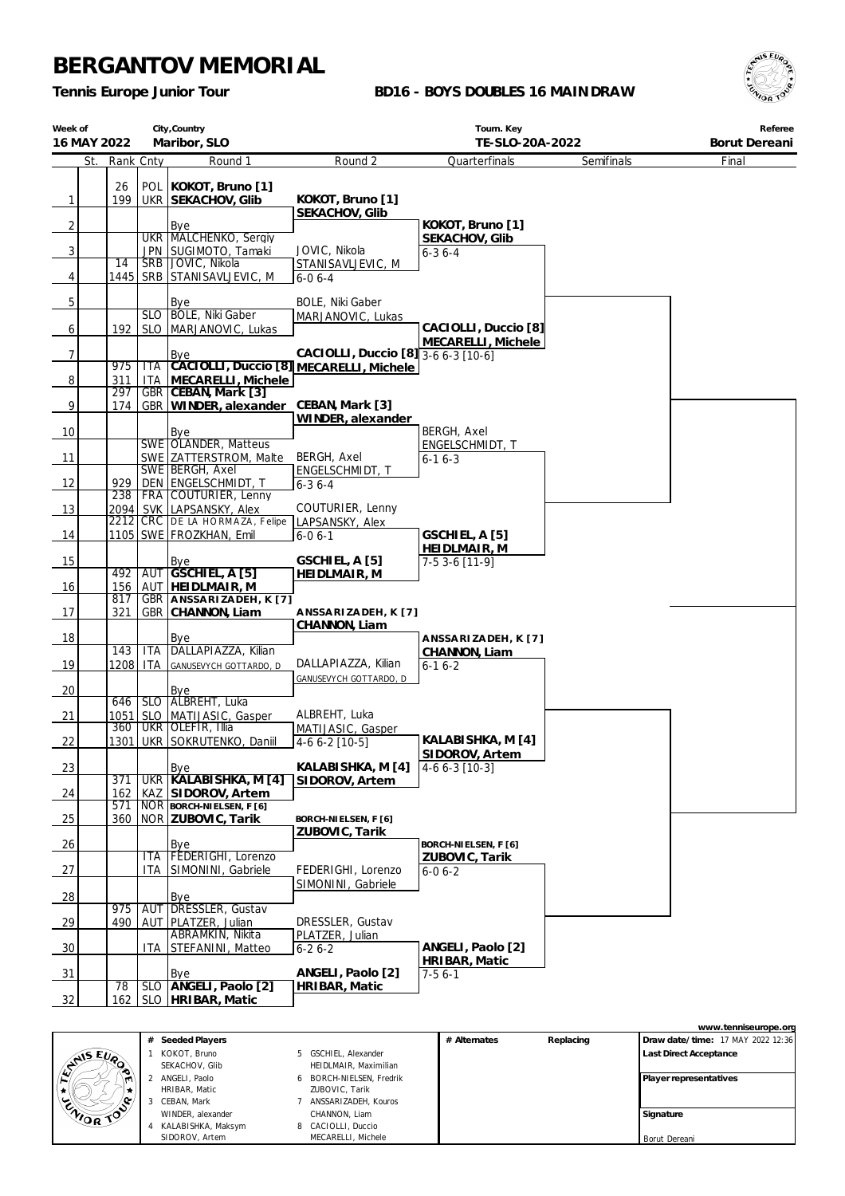# BERGANTOV MEMORIAL

**Tennis Europe Junior Tour**

**BD16 - BOYS DOUBLES 16 MAINDRAW**

| Week of | City,Country | Tourn. Key | Referee |
|---|---|---|---|
| 16 MAY 2022 | Maribor, SLO | TE-SLO-20A-2022 | Borut Dereani |

| | St. | Rank | Cnty | Round 1 | Round 2 | Quarterfinals | Semifinals | Final |
|---|---|---|---|---|---|---|---|---|
| 1 | | 26 / 199 | POL / UKR | **KOKOT, Bruno [1]** / **SEKACHOV, Glib** | KOKOT, Bruno [1] / SEKACHOV, Glib | | | |
| 2 | | | | Bye | | KOKOT, Bruno [1] / SEKACHOV, Glib | | |
| 3 | | | UKR / JPN | MALCHENKO, Sergiy / SUGIMOTO, Tamaki | JOVIC, Nikola / STANISAVLJEVIC, M | 6-3 6-4 | | |
| 4 | | 14 / 1445 | SRB / SRB | JOVIC, Nikola / STANISAVLJEVIC, M | 6-0 6-4 | | | |
| 5 | | | | Bye | BOLE, Niki Gaber / MARJANOVIC, Lukas | | | |
| 6 | | 192 | SLO / SLO | BOLE, Niki Gaber / MARJANOVIC, Lukas | | CACIOLLI, Duccio [8] / MECARELLI, Michele | | |
| 7 | | | | Bye | CACIOLLI, Duccio [8] / MECARELLI, Michele | 3-6 6-3 [10-6] | | |
| 8 | | 975 / 311 | ITA / ITA | **CACIOLLI, Duccio [8]** / **MECARELLI, Michele** | | | | |
| 9 | | 297 / 174 | GBR / GBR | **CEBAN, Mark [3]** / **WINDER, alexander** | CEBAN, Mark [3] / WINDER, alexander | | | |
| 10 | | | | Bye | | BERGH, Axel / ENGELSCHMIDT, T | | |
| 11 | | | SWE / SWE | OLANDER, Matteus / ZATTERSTROM, Malte | BERGH, Axel / ENGELSCHMIDT, T | 6-1 6-3 | | |
| 12 | | 929 | SWE / DEN | BERGH, Axel / ENGELSCHMIDT, T | 6-3 6-4 | | | |
| 13 | | 238 / 2094 | FRA / SVK | COUTURIER, Lenny / LAPSANSKY, Alex | COUTURIER, Lenny / LAPSANSKY, Alex | | | |
| 14 | | 2212 / 1105 | CRC / SWE | DE LA HORMAZA, Felipe / FROZKHAN, Emil | 6-0 6-1 | GSCHIEL, A [5] / HEIDLMAIR, M | | |
| 15 | | | | Bye | GSCHIEL, A [5] / HEIDLMAIR, M | 7-5 3-6 [11-9] | | |
| 16 | | 492 / 156 | AUT / AUT | **GSCHIEL, A [5]** / **HEIDLMAIR, M** | | | | |
| 17 | | 817 / 321 | GBR / GBR | **ANSSARIZADEH, K [7]** / **CHANNON, Liam** | ANSSARIZADEH, K [7] / CHANNON, Liam | | | |
| 18 | | | | Bye | | ANSSARIZADEH, K [7] / CHANNON, Liam | | |
| 19 | | 143 / 1208 | ITA / ITA | DALLAPIAZZA, Kilian / GANUSEVYCH GOTTARDO, D | DALLAPIAZZA, Kilian / GANUSEVYCH GOTTARDO, D | 6-1 6-2 | | |
| 20 | | | | Bye | | | | |
| 21 | | 646 / 1051 | SLO / SLO | ALBREHT, Luka / MATIJASIC, Gasper | ALBREHT, Luka / MATIJASIC, Gasper | | | |
| 22 | | 360 / 1301 | UKR / UKR | OLEFIR, Illia / SOKRUTENKO, Daniil | 4-6 6-2 [10-5] | KALABISHKA, M [4] / SIDOROV, Artem | | |
| 23 | | | | Bye | KALABISHKA, M [4] / SIDOROV, Artem | 4-6 6-3 [10-3] | | |
| 24 | | 371 / 162 | UKR / KAZ | **KALABISHKA, M [4]** / **SIDOROV, Artem** | | | | |
| 25 | | 571 / 360 | NOR / NOR | **BORCH-NIELSEN, F [6]** / **ZUBOVIC, Tarik** | BORCH-NIELSEN, F [6] / ZUBOVIC, Tarik | | | |
| 26 | | | | Bye | | BORCH-NIELSEN, F [6] / ZUBOVIC, Tarik | | |
| 27 | | | ITA / ITA | FEDERIGHI, Lorenzo / SIMONINI, Gabriele | FEDERIGHI, Lorenzo / SIMONINI, Gabriele | 6-0 6-2 | | |
| 28 | | | | Bye | | | | |
| 29 | | 975 / 490 | AUT / AUT | DRESSLER, Gustav / PLATZER, Julian | DRESSLER, Gustav / PLATZER, Julian | | | |
| 30 | | | ITA | ABRAMKIN, Nikita / STEFANINI, Matteo | 6-2 6-2 | ANGELI, Paolo [2] / HRIBAR, Matic | | |
| 31 | | | | Bye | ANGELI, Paolo [2] / HRIBAR, Matic | 7-5 6-1 | | |
| 32 | | 78 / 162 | SLO / SLO | **ANGELI, Paolo [2]** / **HRIBAR, Matic** | | | | |

www.tenniseurope.org

| # | Seeded Players | # | Seeded Players |
|---|---|---|---|
| 1 | KOKOT, Bruno / SEKACHOV, Glib | 5 | GSCHIEL, Alexander / HEIDLMAIR, Maximilian |
| 2 | ANGELI, Paolo / HRIBAR, Matic | 6 | BORCH-NIELSEN, Fredrik / ZUBOVIC, Tarik |
| 3 | CEBAN, Mark / WINDER, alexander | 7 | ANSSARIZADEH, Kouros / CHANNON, Liam |
| 4 | KALABISHKA, Maksym / SIDOROV, Artem | 8 | CACIOLLI, Duccio / MECARELLI, Michele |

| # Alternates | Replacing |
|---|---|
| | |

**Draw date/time:** 17 MAY 2022 12:36

**Last Direct Acceptance**

**Player representatives**

**Signature**

Borut Dereani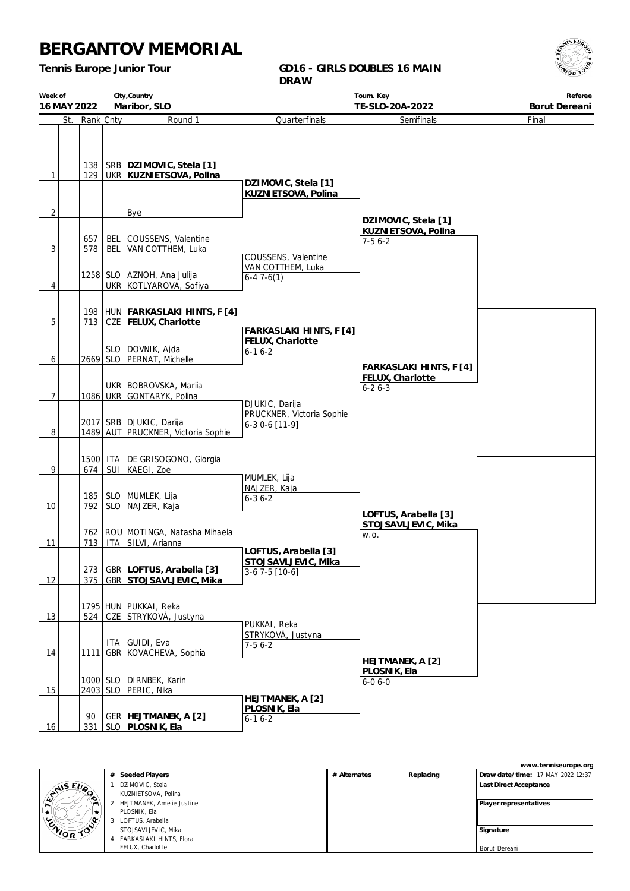# BERGANTOV MEMORIAL

**Tennis Europe Junior Tour**

**GD16 - GIRLS DOUBLES 16 MAIN DRAW**

| Week of | City,Country | Tourn. Key | Referee |
|---|---|---|---|
| **16 MAY 2022** | **Maribor, SLO** | **TE-SLO-20A-2022** | **Borut Dereani** |

| | St. | Rank | Cnty | Round 1 | Quarterfinals | Semifinals | Final |
|---|---|---|---|---|---|---|---|
| 1 | | 138 | SRB | **DZIMOVIC, Stela [1]** | | | |
| | | 129 | UKR | **KUZNIETSOVA, Polina** | **DZIMOVIC, Stela [1]** / **KUZNIETSOVA, Polina** | | |
| 2 | | | | Bye | | **DZIMOVIC, Stela [1]** / **KUZNIETSOVA, Polina** 7-5 6-2 | |
| 3 | | 657 | BEL | COUSSENS, Valentine | | | |
| | | 578 | BEL | VAN COTTHEM, Luka | COUSSENS, Valentine / VAN COTTHEM, Luka 6-4 7-6(1) | | |
| 4 | | 1258 | SLO | AZNOH, Ana Julija | | | |
| | | | UKR | KOTLYAROVA, Sofiya | | | |
| 5 | | 198 | HUN | **FARKASLAKI HINTS, F [4]** | | | |
| | | 713 | CZE | **FELUX, Charlotte** | **FARKASLAKI HINTS, F [4]** / **FELUX, Charlotte** 6-1 6-2 | | |
| 6 | | | SLO | DOVNIK, Ajda | | | |
| | | 2669 | SLO | PERNAT, Michelle | | **FARKASLAKI HINTS, F [4]** / **FELUX, Charlotte** 6-2 6-3 | |
| 7 | | | UKR | BOBROVSKA, Mariia | | | |
| | | 1086 | UKR | GONTARYK, Polina | DJUKIC, Darija / PRUCKNER, Victoria Sophie 6-3 0-6 [11-9] | | |
| 8 | | 2017 | SRB | DJUKIC, Darija | | | |
| | | 1489 | AUT | PRUCKNER, Victoria Sophie | | | |
| 9 | | 1500 | ITA | DE GRISOGONO, Giorgia | | | |
| | | 674 | SUI | KAEGI, Zoe | MUMLEK, Lija / NAJZER, Kaja 6-3 6-2 | | |
| 10 | | 185 | SLO | MUMLEK, Lija | | | |
| | | 792 | SLO | NAJZER, Kaja | | **LOFTUS, Arabella [3]** / **STOJSAVLJEVIC, Mika** w.o. | |
| 11 | | 762 | ROU | MOTINGA, Natasha Mihaela | | | |
| | | 713 | ITA | SILVI, Arianna | **LOFTUS, Arabella [3]** / **STOJSAVLJEVIC, Mika** 3-6 7-5 [10-6] | | |
| 12 | | 273 | GBR | **LOFTUS, Arabella [3]** | | | |
| | | 375 | GBR | **STOJSAVLJEVIC, Mika** | | | |
| 13 | | 1795 | HUN | PUKKAI, Reka | | | |
| | | 524 | CZE | STRYKOVÁ, Justyna | PUKKAI, Reka / STRYKOVÁ, Justyna 7-5 6-2 | | |
| 14 | | | ITA | GUIDI, Eva | | | |
| | | 1111 | GBR | KOVACHEVA, Sophia | | **HEJTMANEK, A [2]** / **PLOSNIK, Ela** 6-0 6-0 | |
| 15 | | 1000 | SLO | DIRNBEK, Karin | | | |
| | | 2403 | SLO | PERIC, Nika | **HEJTMANEK, A [2]** / **PLOSNIK, Ela** 6-1 6-2 | | |
| 16 | | 90 | GER | **HEJTMANEK, A [2]** | | | |
| | | 331 | SLO | **PLOSNIK, Ela** | | | |

www.tenniseurope.org

| # | Seeded Players | # Alternates | Replacing | |
|---|---|---|---|---|
| 1 | DZIMOVIC, Stela / KUZNIETSOVA, Polina | | | **Draw date/time:** 17 MAY 2022 12:37 |
| 2 | HEJTMANEK, Amelie Justine / PLOSNIK, Ela | | | **Last Direct Acceptance** |
| 3 | LOFTUS, Arabella / STOJSAVLJEVIC, Mika | | | **Player representatives** |
| 4 | FARKASLAKI HINTS, Flora / FELUX, Charlotte | | | **Signature** Borut Dereani |